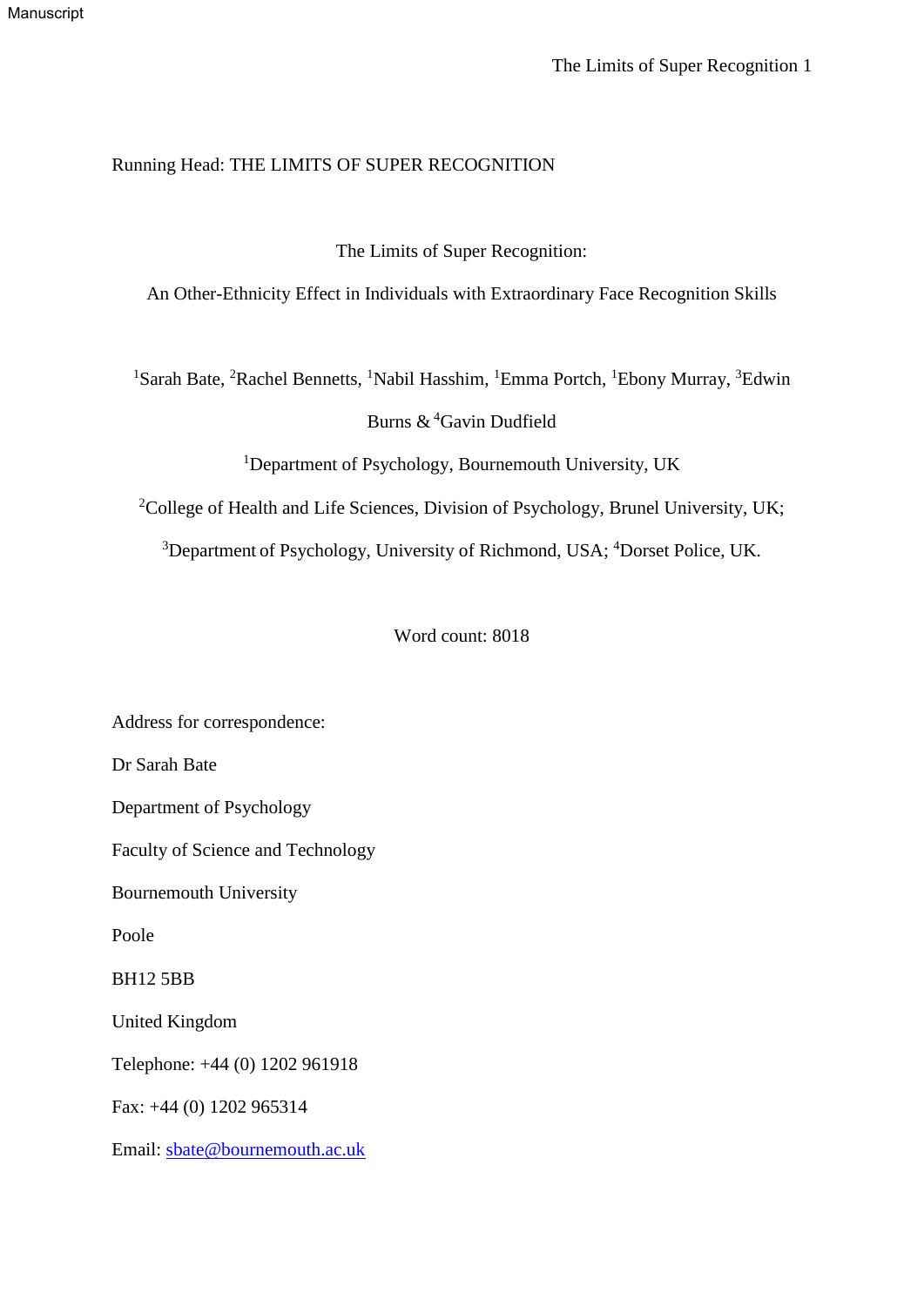Running Head: THE LIMITS OF SUPER RECOGNITION

# The Limits of Super Recognition:

# An Other-Ethnicity Effect in Individuals with Extraordinary Face Recognition Skills

[1]Sarah Bate, [2]Rachel Bennetts, [1]Nabil Hasshim, [1]Emma Portch, [1]Ebony Murray, [3]Edwin Burns & [4]Gavin Dudfield

[1]Department of Psychology, Bournemouth University, UK

[2]College of Health and Life Sciences, Division of Psychology, Brunel University, UK;

[3]Department of Psychology, University of Richmond, USA; [4]Dorset Police, UK.

Word count: 8018

Address for correspondence:

Dr Sarah Bate

Department of Psychology

Faculty of Science and Technology

Bournemouth University

Poole

BH12 5BB

United Kingdom

Telephone: +44 (0) 1202 961918

Fax: +44 (0) 1202 965314

Email: sbate@bournemouth.ac.uk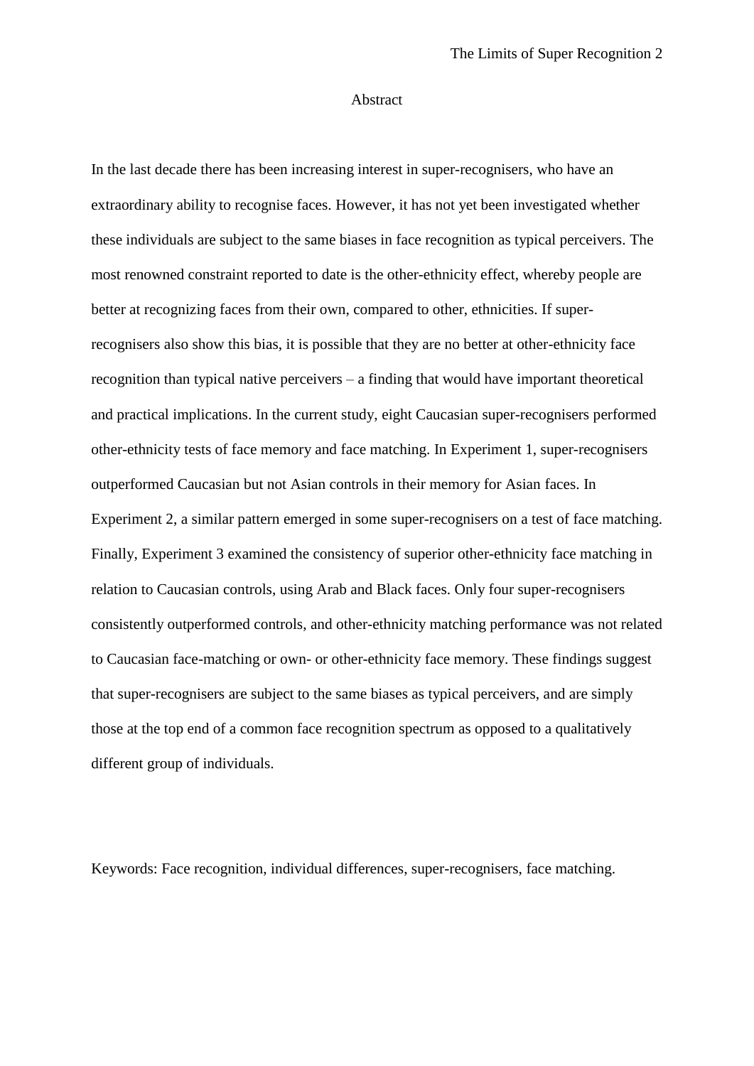## Abstract

In the last decade there has been increasing interest in super-recognisers, who have an extraordinary ability to recognise faces. However, it has not yet been investigated whether these individuals are subject to the same biases in face recognition as typical perceivers. The most renowned constraint reported to date is the other-ethnicity effect, whereby people are better at recognizing faces from their own, compared to other, ethnicities. If super-recognisers also show this bias, it is possible that they are no better at other-ethnicity face recognition than typical native perceivers – a finding that would have important theoretical and practical implications. In the current study, eight Caucasian super-recognisers performed other-ethnicity tests of face memory and face matching. In Experiment 1, super-recognisers outperformed Caucasian but not Asian controls in their memory for Asian faces. In Experiment 2, a similar pattern emerged in some super-recognisers on a test of face matching. Finally, Experiment 3 examined the consistency of superior other-ethnicity face matching in relation to Caucasian controls, using Arab and Black faces. Only four super-recognisers consistently outperformed controls, and other-ethnicity matching performance was not related to Caucasian face-matching or own- or other-ethnicity face memory. These findings suggest that super-recognisers are subject to the same biases as typical perceivers, and are simply those at the top end of a common face recognition spectrum as opposed to a qualitatively different group of individuals.

Keywords: Face recognition, individual differences, super-recognisers, face matching.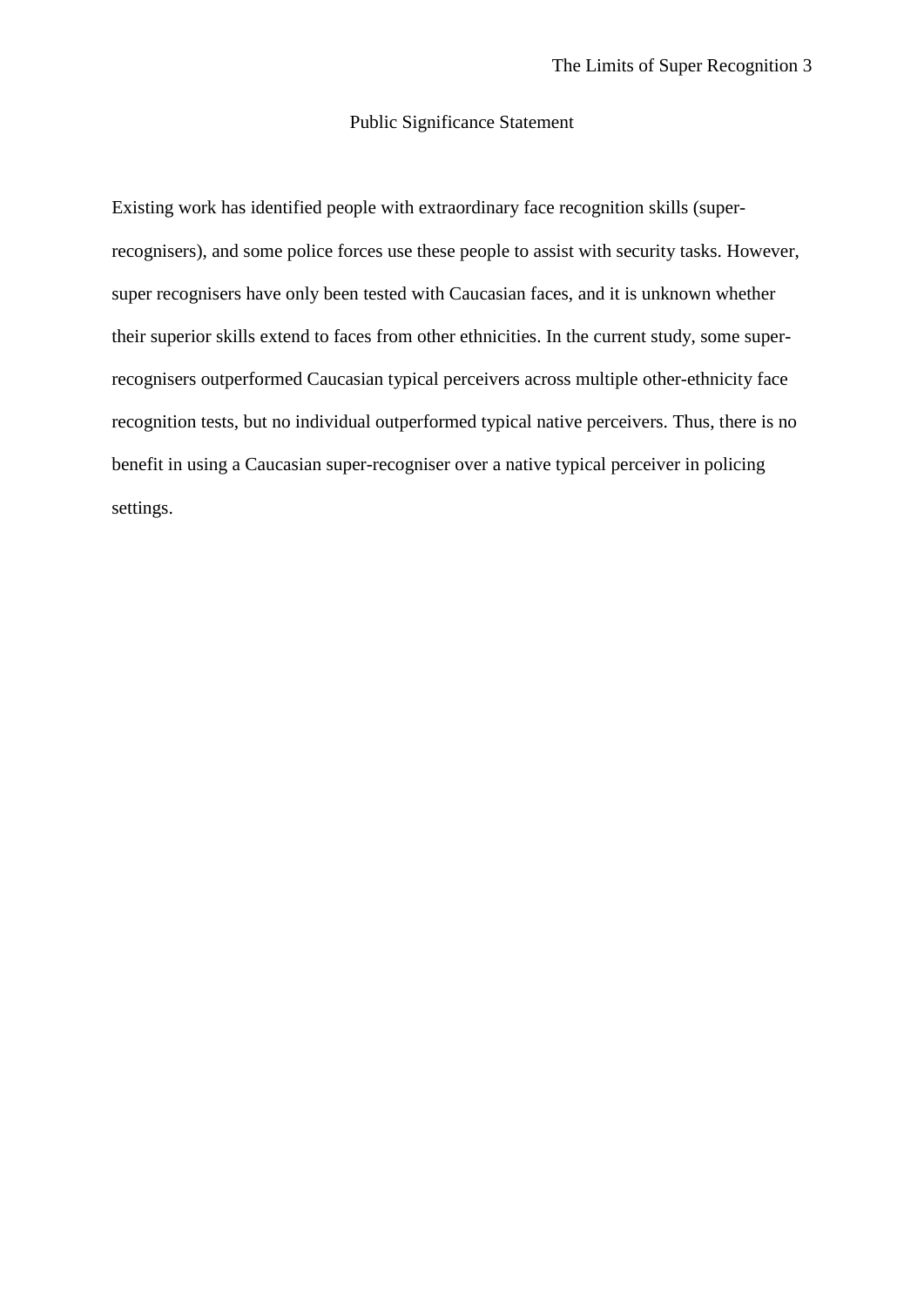# Public Significance Statement

Existing work has identified people with extraordinary face recognition skills (super-recognisers), and some police forces use these people to assist with security tasks. However, super recognisers have only been tested with Caucasian faces, and it is unknown whether their superior skills extend to faces from other ethnicities. In the current study, some super-recognisers outperformed Caucasian typical perceivers across multiple other-ethnicity face recognition tests, but no individual outperformed typical native perceivers. Thus, there is no benefit in using a Caucasian super-recogniser over a native typical perceiver in policing settings.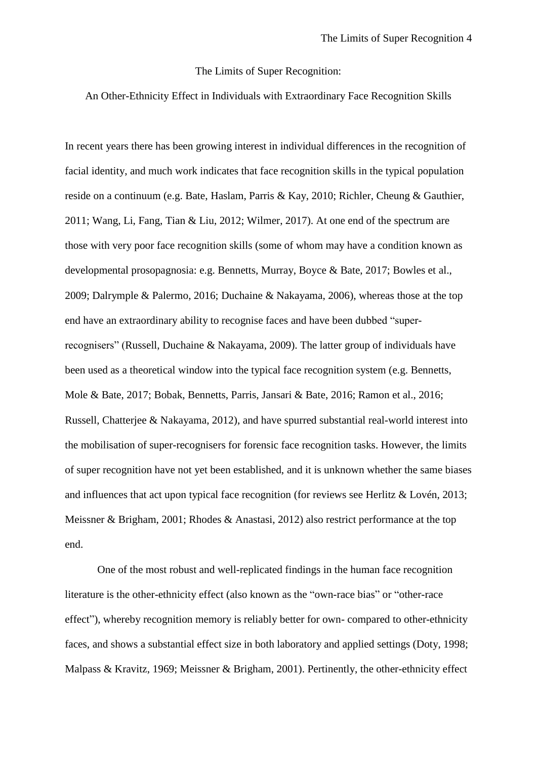# The Limits of Super Recognition:

## An Other-Ethnicity Effect in Individuals with Extraordinary Face Recognition Skills

In recent years there has been growing interest in individual differences in the recognition of facial identity, and much work indicates that face recognition skills in the typical population reside on a continuum (e.g. Bate, Haslam, Parris & Kay, 2010; Richler, Cheung & Gauthier, 2011; Wang, Li, Fang, Tian & Liu, 2012; Wilmer, 2017). At one end of the spectrum are those with very poor face recognition skills (some of whom may have a condition known as developmental prosopagnosia: e.g. Bennetts, Murray, Boyce & Bate, 2017; Bowles et al., 2009; Dalrymple & Palermo, 2016; Duchaine & Nakayama, 2006), whereas those at the top end have an extraordinary ability to recognise faces and have been dubbed "super-recognisers" (Russell, Duchaine & Nakayama, 2009). The latter group of individuals have been used as a theoretical window into the typical face recognition system (e.g. Bennetts, Mole & Bate, 2017; Bobak, Bennetts, Parris, Jansari & Bate, 2016; Ramon et al., 2016; Russell, Chatterjee & Nakayama, 2012), and have spurred substantial real-world interest into the mobilisation of super-recognisers for forensic face recognition tasks. However, the limits of super recognition have not yet been established, and it is unknown whether the same biases and influences that act upon typical face recognition (for reviews see Herlitz & Lovén, 2013; Meissner & Brigham, 2001; Rhodes & Anastasi, 2012) also restrict performance at the top end.

One of the most robust and well-replicated findings in the human face recognition literature is the other-ethnicity effect (also known as the "own-race bias" or "other-race effect"), whereby recognition memory is reliably better for own- compared to other-ethnicity faces, and shows a substantial effect size in both laboratory and applied settings (Doty, 1998; Malpass & Kravitz, 1969; Meissner & Brigham, 2001). Pertinently, the other-ethnicity effect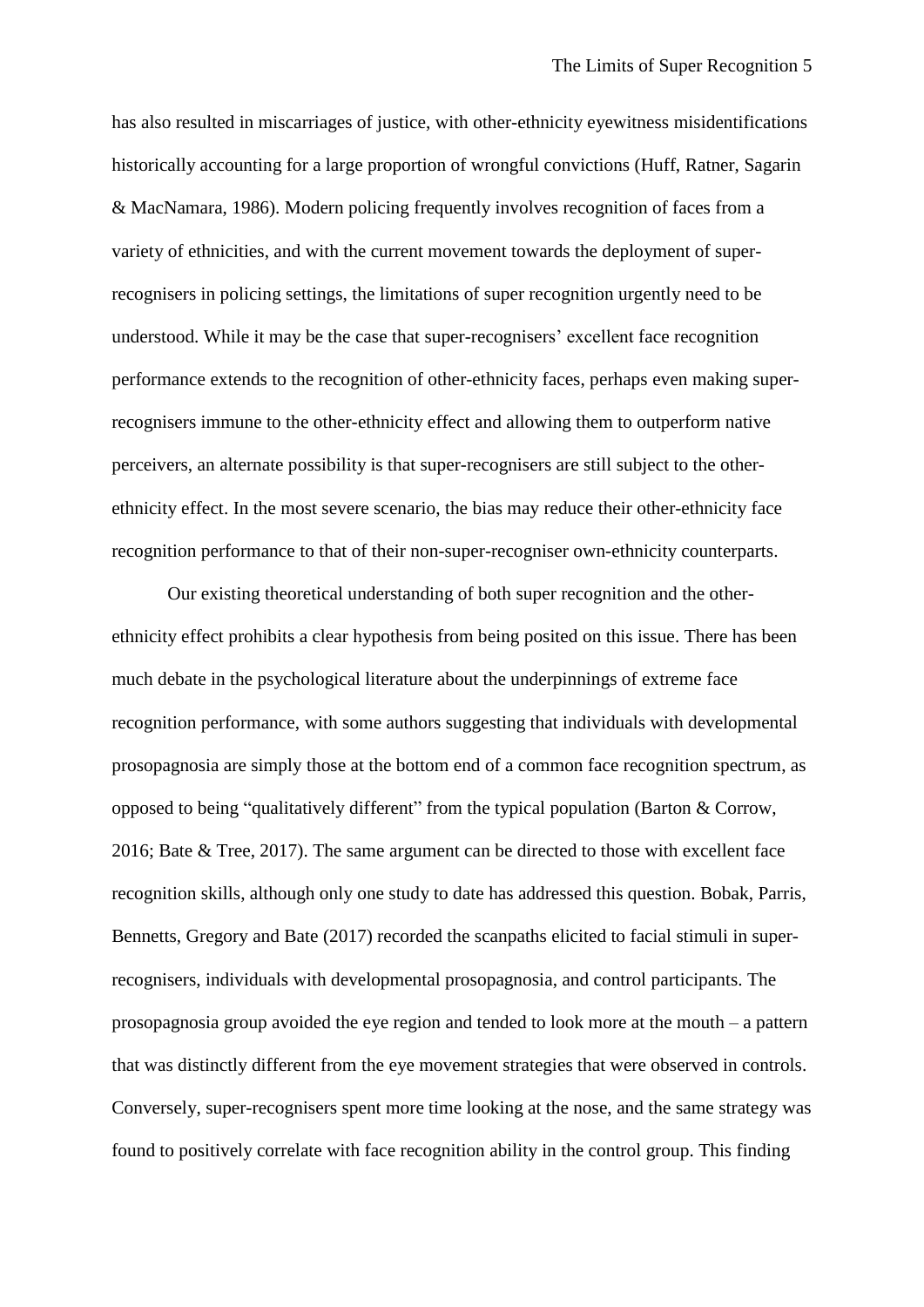has also resulted in miscarriages of justice, with other-ethnicity eyewitness misidentifications historically accounting for a large proportion of wrongful convictions (Huff, Ratner, Sagarin & MacNamara, 1986). Modern policing frequently involves recognition of faces from a variety of ethnicities, and with the current movement towards the deployment of super-recognisers in policing settings, the limitations of super recognition urgently need to be understood. While it may be the case that super-recognisers' excellent face recognition performance extends to the recognition of other-ethnicity faces, perhaps even making super-recognisers immune to the other-ethnicity effect and allowing them to outperform native perceivers, an alternate possibility is that super-recognisers are still subject to the other-ethnicity effect. In the most severe scenario, the bias may reduce their other-ethnicity face recognition performance to that of their non-super-recogniser own-ethnicity counterparts.

Our existing theoretical understanding of both super recognition and the other-ethnicity effect prohibits a clear hypothesis from being posited on this issue. There has been much debate in the psychological literature about the underpinnings of extreme face recognition performance, with some authors suggesting that individuals with developmental prosopagnosia are simply those at the bottom end of a common face recognition spectrum, as opposed to being "qualitatively different" from the typical population (Barton & Corrow, 2016; Bate & Tree, 2017). The same argument can be directed to those with excellent face recognition skills, although only one study to date has addressed this question. Bobak, Parris, Bennetts, Gregory and Bate (2017) recorded the scanpaths elicited to facial stimuli in super-recognisers, individuals with developmental prosopagnosia, and control participants. The prosopagnosia group avoided the eye region and tended to look more at the mouth – a pattern that was distinctly different from the eye movement strategies that were observed in controls. Conversely, super-recognisers spent more time looking at the nose, and the same strategy was found to positively correlate with face recognition ability in the control group. This finding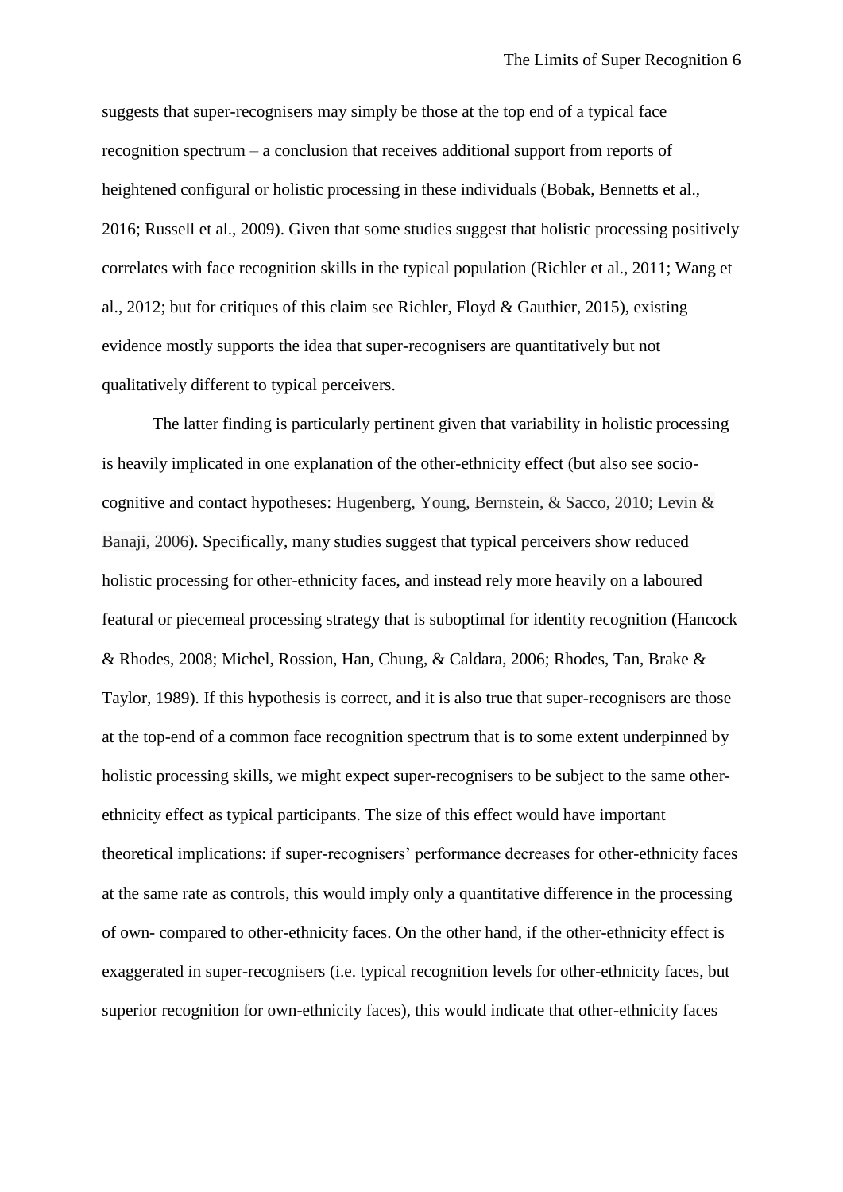suggests that super-recognisers may simply be those at the top end of a typical face recognition spectrum – a conclusion that receives additional support from reports of heightened configural or holistic processing in these individuals (Bobak, Bennetts et al., 2016; Russell et al., 2009). Given that some studies suggest that holistic processing positively correlates with face recognition skills in the typical population (Richler et al., 2011; Wang et al., 2012; but for critiques of this claim see Richler, Floyd & Gauthier, 2015), existing evidence mostly supports the idea that super-recognisers are quantitatively but not qualitatively different to typical perceivers.

The latter finding is particularly pertinent given that variability in holistic processing is heavily implicated in one explanation of the other-ethnicity effect (but also see socio-cognitive and contact hypotheses: Hugenberg, Young, Bernstein, & Sacco, 2010; Levin & Banaji, 2006). Specifically, many studies suggest that typical perceivers show reduced holistic processing for other-ethnicity faces, and instead rely more heavily on a laboured featural or piecemeal processing strategy that is suboptimal for identity recognition (Hancock & Rhodes, 2008; Michel, Rossion, Han, Chung, & Caldara, 2006; Rhodes, Tan, Brake & Taylor, 1989). If this hypothesis is correct, and it is also true that super-recognisers are those at the top-end of a common face recognition spectrum that is to some extent underpinned by holistic processing skills, we might expect super-recognisers to be subject to the same other-ethnicity effect as typical participants. The size of this effect would have important theoretical implications: if super-recognisers' performance decreases for other-ethnicity faces at the same rate as controls, this would imply only a quantitative difference in the processing of own- compared to other-ethnicity faces. On the other hand, if the other-ethnicity effect is exaggerated in super-recognisers (i.e. typical recognition levels for other-ethnicity faces, but superior recognition for own-ethnicity faces), this would indicate that other-ethnicity faces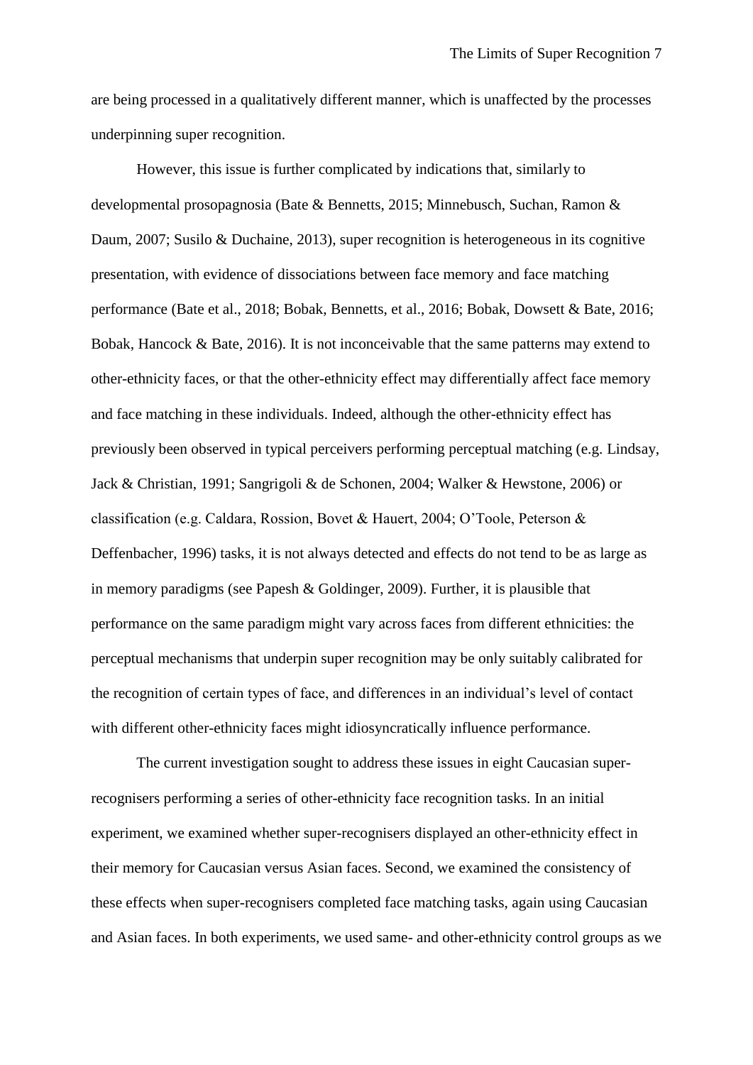are being processed in a qualitatively different manner, which is unaffected by the processes underpinning super recognition.

However, this issue is further complicated by indications that, similarly to developmental prosopagnosia (Bate & Bennetts, 2015; Minnebusch, Suchan, Ramon & Daum, 2007; Susilo & Duchaine, 2013), super recognition is heterogeneous in its cognitive presentation, with evidence of dissociations between face memory and face matching performance (Bate et al., 2018; Bobak, Bennetts, et al., 2016; Bobak, Dowsett & Bate, 2016; Bobak, Hancock & Bate, 2016). It is not inconceivable that the same patterns may extend to other-ethnicity faces, or that the other-ethnicity effect may differentially affect face memory and face matching in these individuals. Indeed, although the other-ethnicity effect has previously been observed in typical perceivers performing perceptual matching (e.g. Lindsay, Jack & Christian, 1991; Sangrigoli & de Schonen, 2004; Walker & Hewstone, 2006) or classification (e.g. Caldara, Rossion, Bovet & Hauert, 2004; O'Toole, Peterson & Deffenbacher, 1996) tasks, it is not always detected and effects do not tend to be as large as in memory paradigms (see Papesh & Goldinger, 2009). Further, it is plausible that performance on the same paradigm might vary across faces from different ethnicities: the perceptual mechanisms that underpin super recognition may be only suitably calibrated for the recognition of certain types of face, and differences in an individual's level of contact with different other-ethnicity faces might idiosyncratically influence performance.

The current investigation sought to address these issues in eight Caucasian super-recognisers performing a series of other-ethnicity face recognition tasks. In an initial experiment, we examined whether super-recognisers displayed an other-ethnicity effect in their memory for Caucasian versus Asian faces. Second, we examined the consistency of these effects when super-recognisers completed face matching tasks, again using Caucasian and Asian faces. In both experiments, we used same- and other-ethnicity control groups as we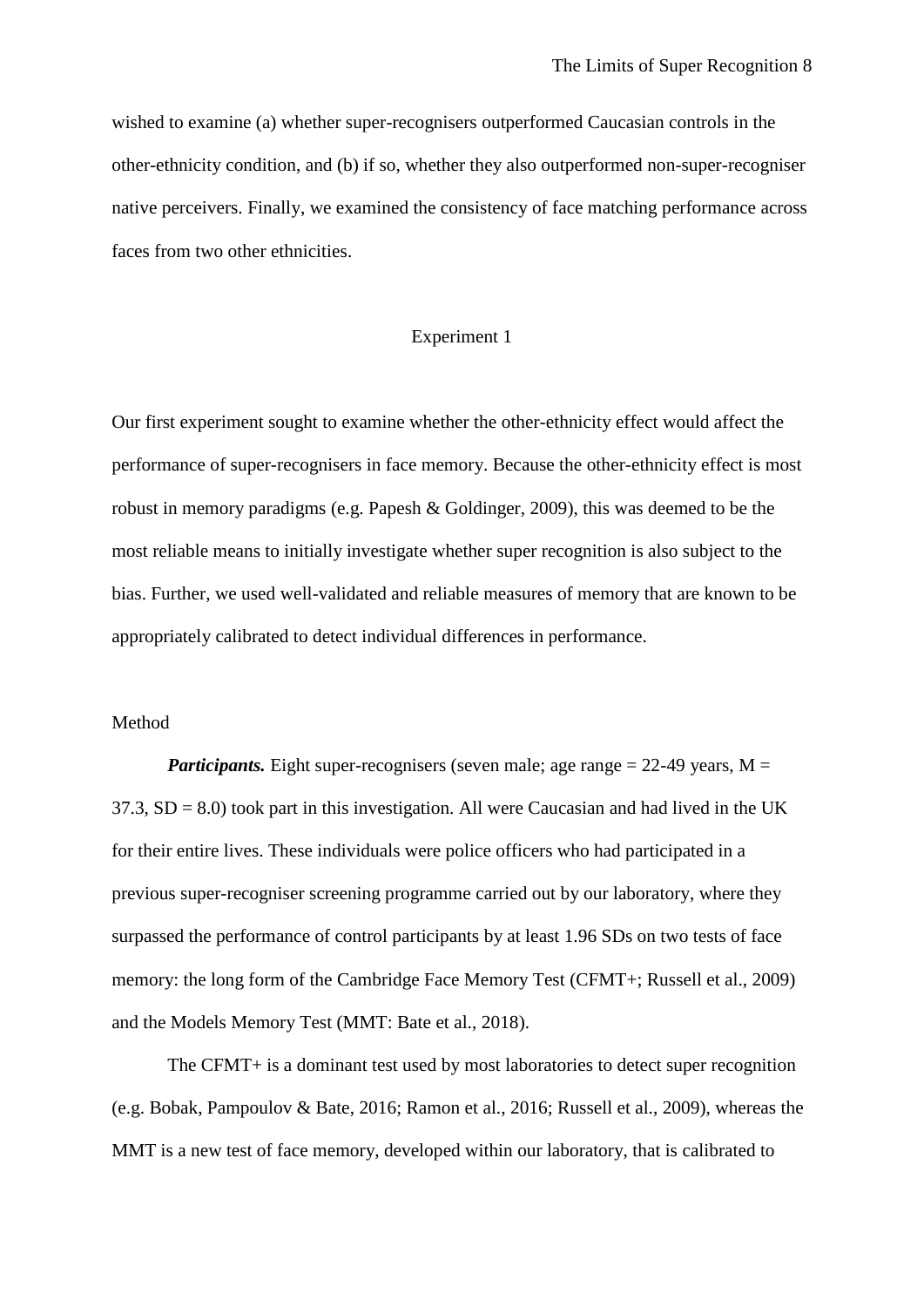wished to examine (a) whether super-recognisers outperformed Caucasian controls in the other-ethnicity condition, and (b) if so, whether they also outperformed non-super-recogniser native perceivers. Finally, we examined the consistency of face matching performance across faces from two other ethnicities.

## Experiment 1

Our first experiment sought to examine whether the other-ethnicity effect would affect the performance of super-recognisers in face memory. Because the other-ethnicity effect is most robust in memory paradigms (e.g. Papesh & Goldinger, 2009), this was deemed to be the most reliable means to initially investigate whether super recognition is also subject to the bias. Further, we used well-validated and reliable measures of memory that are known to be appropriately calibrated to detect individual differences in performance.

### Method

***Participants.*** Eight super-recognisers (seven male; age range = 22-49 years, M = 37.3, SD = 8.0) took part in this investigation. All were Caucasian and had lived in the UK for their entire lives. These individuals were police officers who had participated in a previous super-recogniser screening programme carried out by our laboratory, where they surpassed the performance of control participants by at least 1.96 SDs on two tests of face memory: the long form of the Cambridge Face Memory Test (CFMT+; Russell et al., 2009) and the Models Memory Test (MMT: Bate et al., 2018).

The CFMT+ is a dominant test used by most laboratories to detect super recognition (e.g. Bobak, Pampoulov & Bate, 2016; Ramon et al., 2016; Russell et al., 2009), whereas the MMT is a new test of face memory, developed within our laboratory, that is calibrated to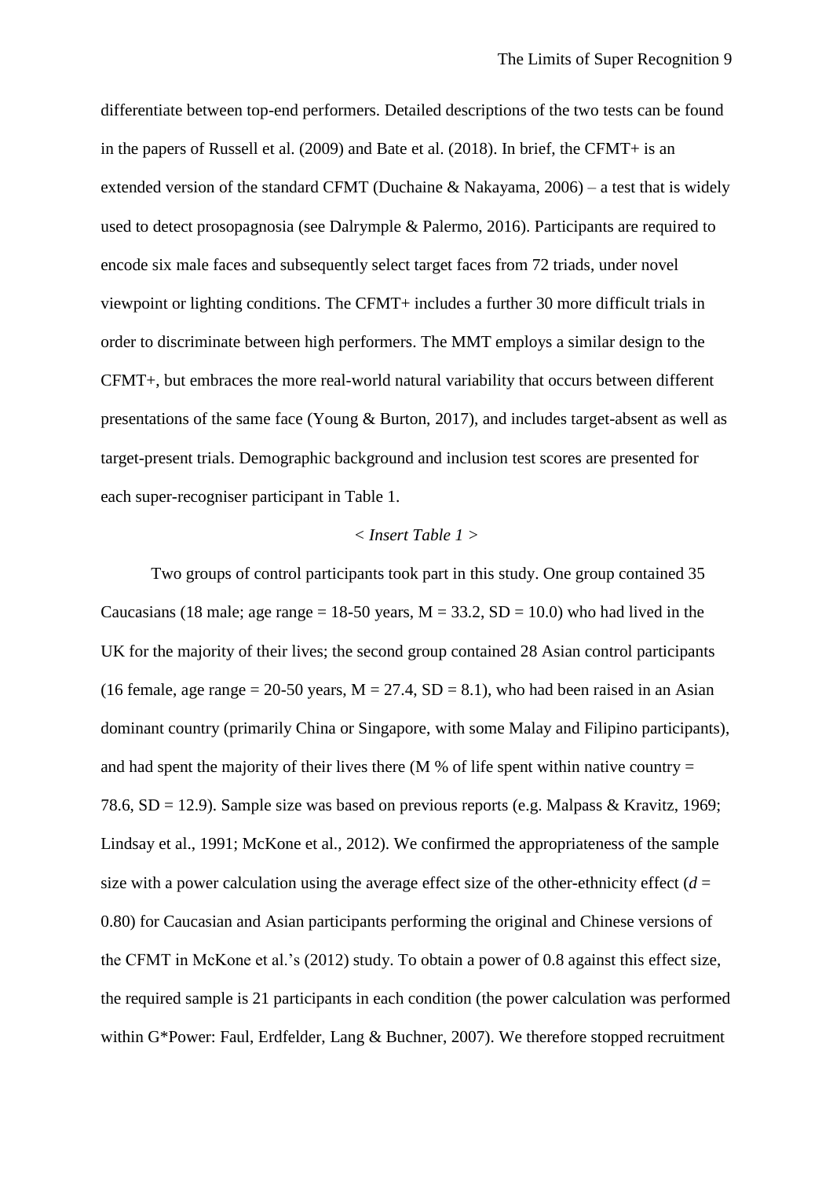differentiate between top-end performers. Detailed descriptions of the two tests can be found in the papers of Russell et al. (2009) and Bate et al. (2018). In brief, the CFMT+ is an extended version of the standard CFMT (Duchaine & Nakayama, 2006) – a test that is widely used to detect prosopagnosia (see Dalrymple & Palermo, 2016). Participants are required to encode six male faces and subsequently select target faces from 72 triads, under novel viewpoint or lighting conditions. The CFMT+ includes a further 30 more difficult trials in order to discriminate between high performers. The MMT employs a similar design to the CFMT+, but embraces the more real-world natural variability that occurs between different presentations of the same face (Young & Burton, 2017), and includes target-absent as well as target-present trials. Demographic background and inclusion test scores are presented for each super-recogniser participant in Table 1.

< *Insert Table 1* >

Two groups of control participants took part in this study. One group contained 35 Caucasians (18 male; age range = 18-50 years, M = 33.2, SD = 10.0) who had lived in the UK for the majority of their lives; the second group contained 28 Asian control participants (16 female, age range = 20-50 years, M = 27.4, SD = 8.1), who had been raised in an Asian dominant country (primarily China or Singapore, with some Malay and Filipino participants), and had spent the majority of their lives there (M % of life spent within native country = 78.6, SD = 12.9). Sample size was based on previous reports (e.g. Malpass & Kravitz, 1969; Lindsay et al., 1991; McKone et al., 2012). We confirmed the appropriateness of the sample size with a power calculation using the average effect size of the other-ethnicity effect ($d$ = 0.80) for Caucasian and Asian participants performing the original and Chinese versions of the CFMT in McKone et al.'s (2012) study. To obtain a power of 0.8 against this effect size, the required sample is 21 participants in each condition (the power calculation was performed within G*Power: Faul, Erdfelder, Lang & Buchner, 2007). We therefore stopped recruitment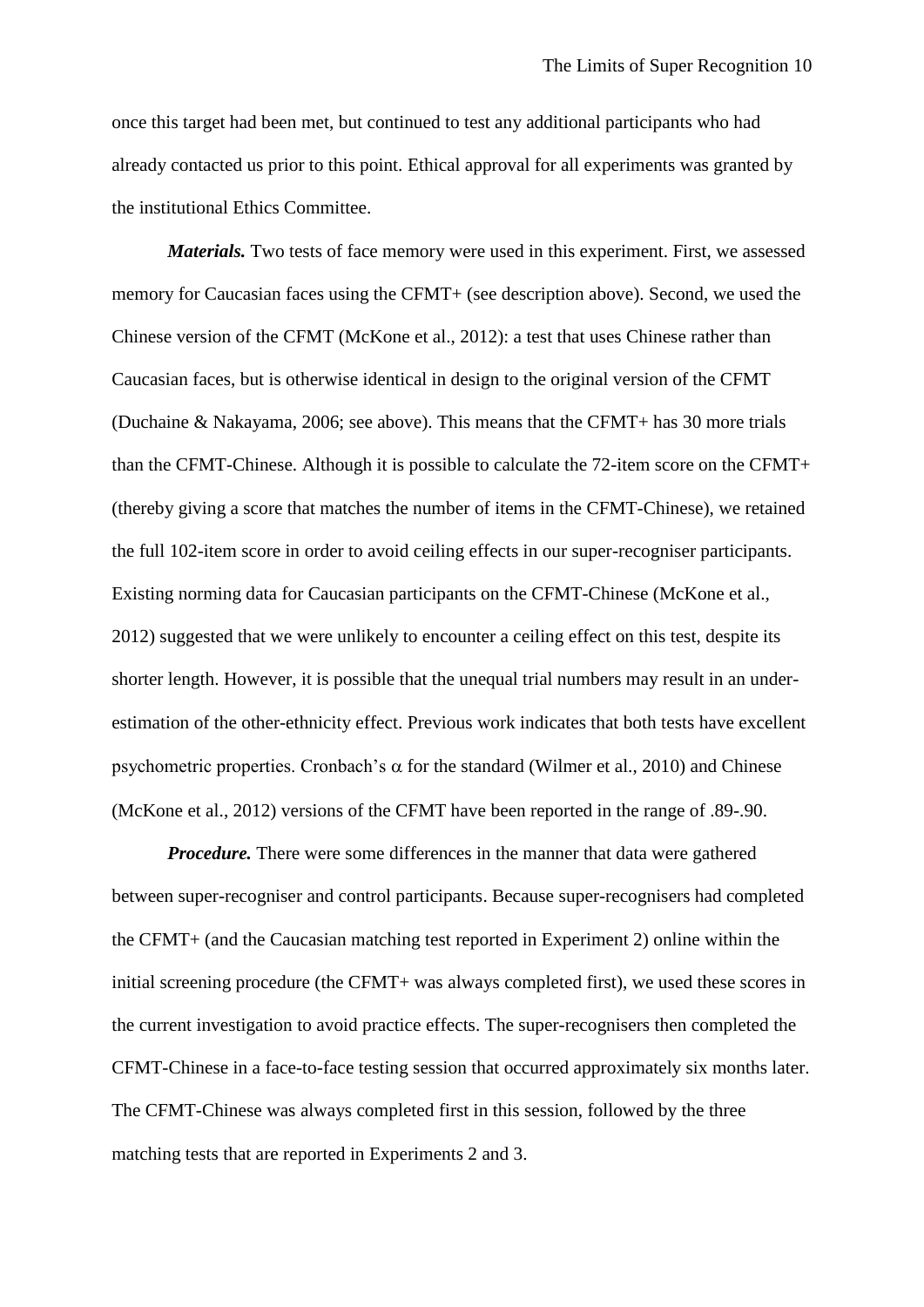once this target had been met, but continued to test any additional participants who had already contacted us prior to this point. Ethical approval for all experiments was granted by the institutional Ethics Committee.

***Materials.*** Two tests of face memory were used in this experiment. First, we assessed memory for Caucasian faces using the CFMT+ (see description above). Second, we used the Chinese version of the CFMT (McKone et al., 2012): a test that uses Chinese rather than Caucasian faces, but is otherwise identical in design to the original version of the CFMT (Duchaine & Nakayama, 2006; see above). This means that the CFMT+ has 30 more trials than the CFMT-Chinese. Although it is possible to calculate the 72-item score on the CFMT+ (thereby giving a score that matches the number of items in the CFMT-Chinese), we retained the full 102-item score in order to avoid ceiling effects in our super-recogniser participants. Existing norming data for Caucasian participants on the CFMT-Chinese (McKone et al., 2012) suggested that we were unlikely to encounter a ceiling effect on this test, despite its shorter length. However, it is possible that the unequal trial numbers may result in an under-estimation of the other-ethnicity effect. Previous work indicates that both tests have excellent psychometric properties. Cronbach's $\alpha$ for the standard (Wilmer et al., 2010) and Chinese (McKone et al., 2012) versions of the CFMT have been reported in the range of .89-.90.

***Procedure.*** There were some differences in the manner that data were gathered between super-recogniser and control participants. Because super-recognisers had completed the CFMT+ (and the Caucasian matching test reported in Experiment 2) online within the initial screening procedure (the CFMT+ was always completed first), we used these scores in the current investigation to avoid practice effects. The super-recognisers then completed the CFMT-Chinese in a face-to-face testing session that occurred approximately six months later. The CFMT-Chinese was always completed first in this session, followed by the three matching tests that are reported in Experiments 2 and 3.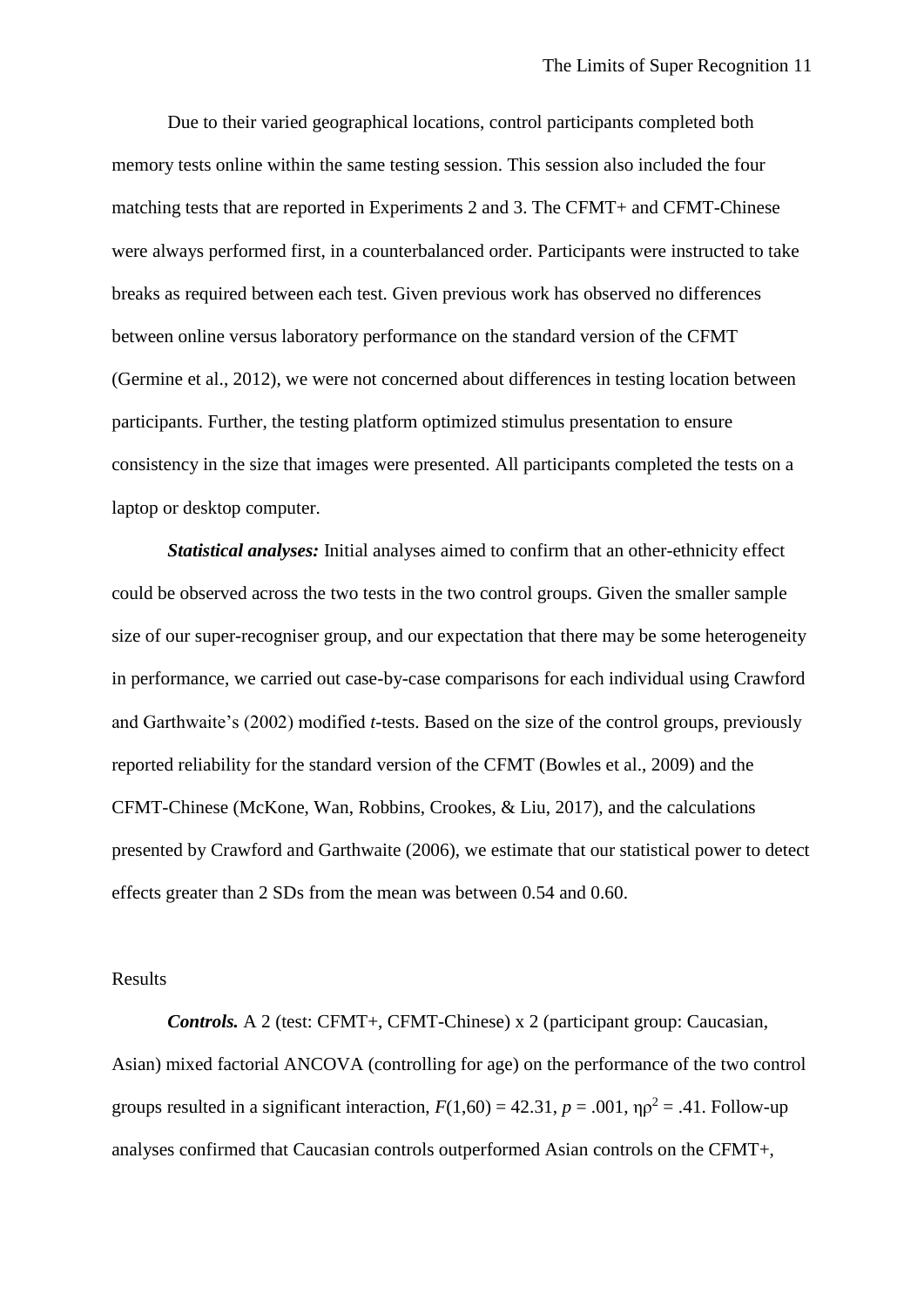Due to their varied geographical locations, control participants completed both memory tests online within the same testing session. This session also included the four matching tests that are reported in Experiments 2 and 3. The CFMT+ and CFMT-Chinese were always performed first, in a counterbalanced order. Participants were instructed to take breaks as required between each test. Given previous work has observed no differences between online versus laboratory performance on the standard version of the CFMT (Germine et al., 2012), we were not concerned about differences in testing location between participants. Further, the testing platform optimized stimulus presentation to ensure consistency in the size that images were presented. All participants completed the tests on a laptop or desktop computer.

***Statistical analyses:*** Initial analyses aimed to confirm that an other-ethnicity effect could be observed across the two tests in the two control groups. Given the smaller sample size of our super-recogniser group, and our expectation that there may be some heterogeneity in performance, we carried out case-by-case comparisons for each individual using Crawford and Garthwaite's (2002) modified *t*-tests. Based on the size of the control groups, previously reported reliability for the standard version of the CFMT (Bowles et al., 2009) and the CFMT-Chinese (McKone, Wan, Robbins, Crookes, & Liu, 2017), and the calculations presented by Crawford and Garthwaite (2006), we estimate that our statistical power to detect effects greater than 2 SDs from the mean was between 0.54 and 0.60.

Results

***Controls.*** A 2 (test: CFMT+, CFMT-Chinese) x 2 (participant group: Caucasian, Asian) mixed factorial ANCOVA (controlling for age) on the performance of the two control groups resulted in a significant interaction, $F(1,60) = 42.31$, $p = .001$, $\eta\rho^2 = .41$. Follow-up analyses confirmed that Caucasian controls outperformed Asian controls on the CFMT+,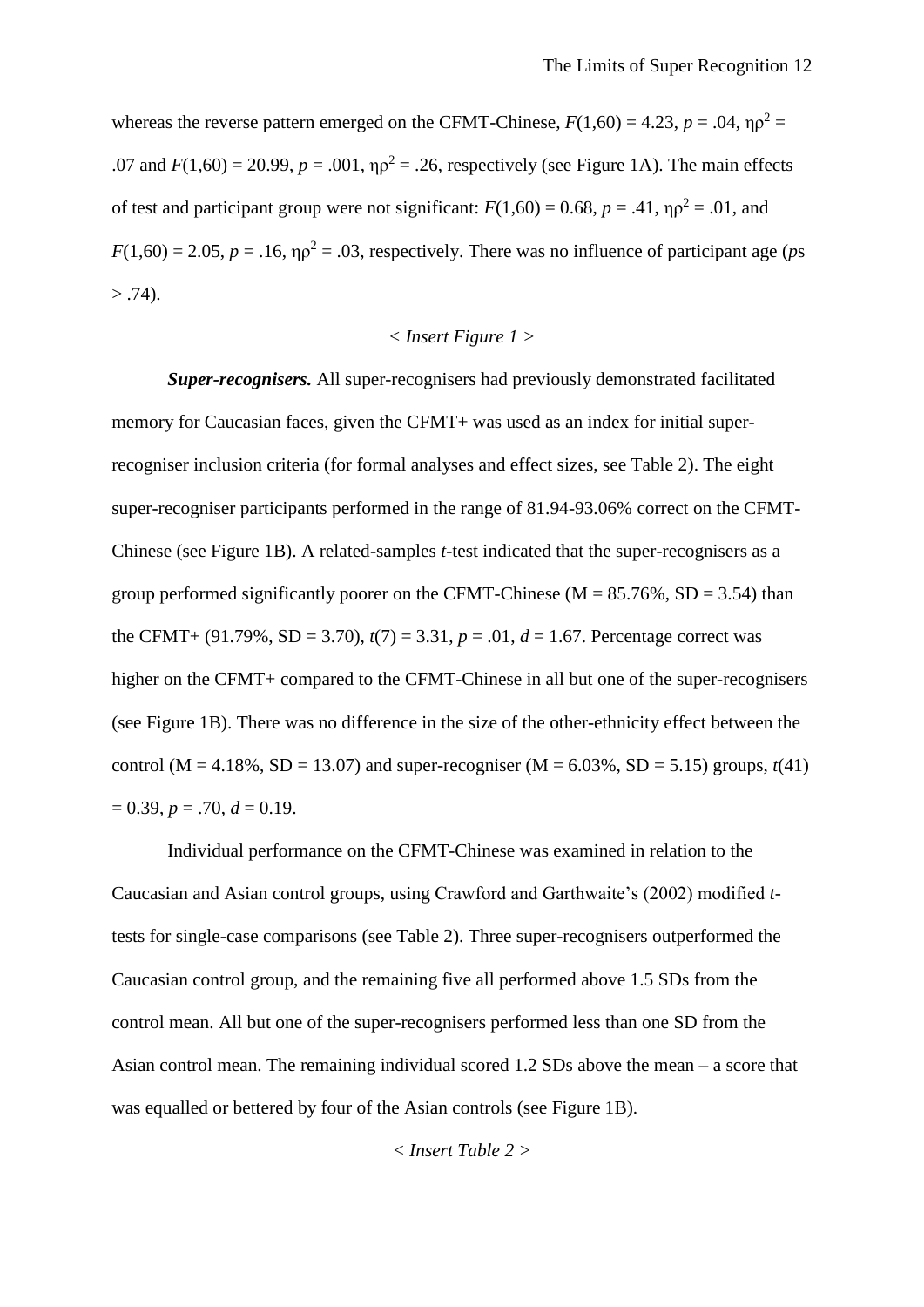whereas the reverse pattern emerged on the CFMT-Chinese, $F(1,60) = 4.23$, $p = .04$, $\eta\rho^2 = .07$ and $F(1,60) = 20.99$, $p = .001$, $\eta\rho^2 = .26$, respectively (see Figure 1A). The main effects of test and participant group were not significant: $F(1,60) = 0.68$, $p = .41$, $\eta\rho^2 = .01$, and $F(1,60) = 2.05$, $p = .16$, $\eta\rho^2 = .03$, respectively. There was no influence of participant age ($p$s $> .74$).

*< Insert Figure 1 >*

***Super-recognisers.*** All super-recognisers had previously demonstrated facilitated memory for Caucasian faces, given the CFMT+ was used as an index for initial super-recogniser inclusion criteria (for formal analyses and effect sizes, see Table 2). The eight super-recogniser participants performed in the range of 81.94-93.06% correct on the CFMT-Chinese (see Figure 1B). A related-samples $t$-test indicated that the super-recognisers as a group performed significantly poorer on the CFMT-Chinese (M = 85.76%, SD = 3.54) than the CFMT+ (91.79%, SD = 3.70), $t(7) = 3.31$, $p = .01$, $d = 1.67$. Percentage correct was higher on the CFMT+ compared to the CFMT-Chinese in all but one of the super-recognisers (see Figure 1B). There was no difference in the size of the other-ethnicity effect between the control (M = 4.18%, SD = 13.07) and super-recogniser (M = 6.03%, SD = 5.15) groups, $t(41) = 0.39$, $p = .70$, $d = 0.19$.

Individual performance on the CFMT-Chinese was examined in relation to the Caucasian and Asian control groups, using Crawford and Garthwaite's (2002) modified $t$-tests for single-case comparisons (see Table 2). Three super-recognisers outperformed the Caucasian control group, and the remaining five all performed above 1.5 SDs from the control mean. All but one of the super-recognisers performed less than one SD from the Asian control mean. The remaining individual scored 1.2 SDs above the mean – a score that was equalled or bettered by four of the Asian controls (see Figure 1B).

*< Insert Table 2 >*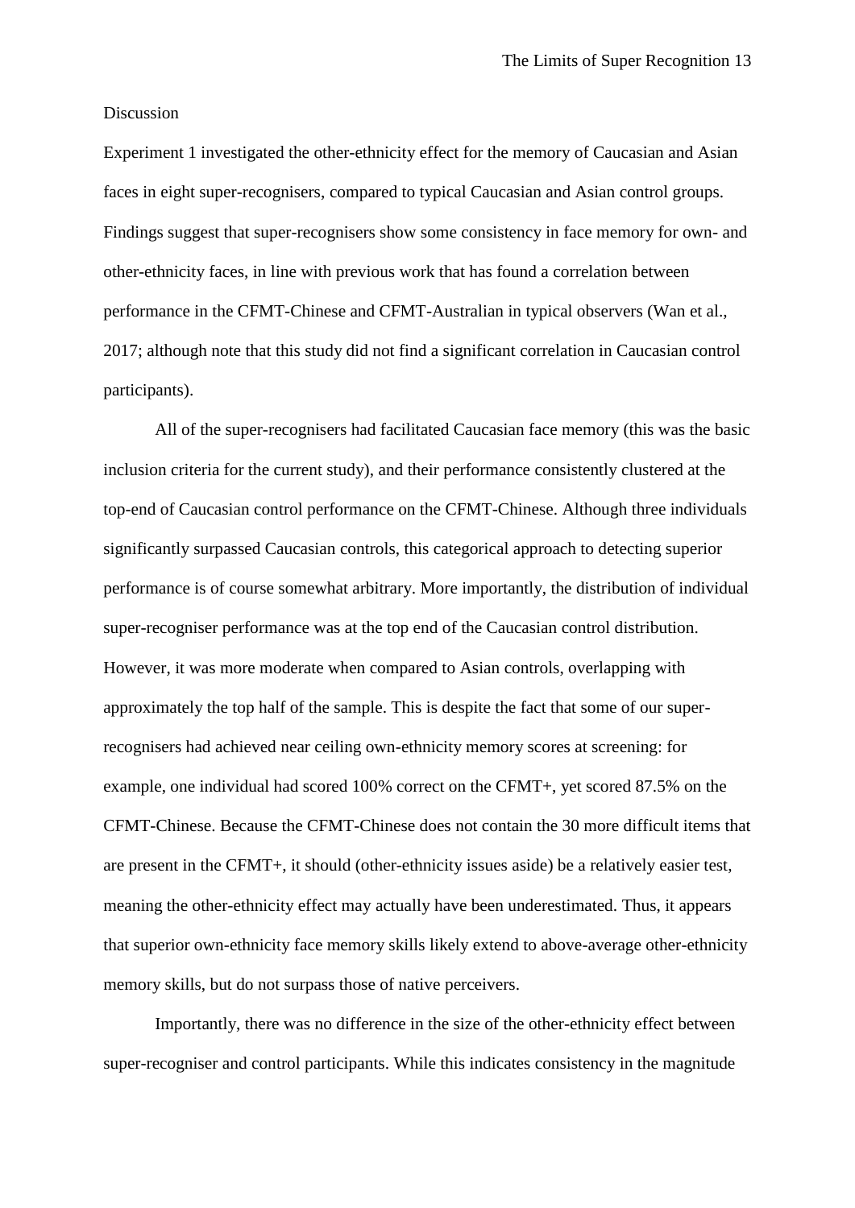## Discussion

Experiment 1 investigated the other-ethnicity effect for the memory of Caucasian and Asian faces in eight super-recognisers, compared to typical Caucasian and Asian control groups. Findings suggest that super-recognisers show some consistency in face memory for own- and other-ethnicity faces, in line with previous work that has found a correlation between performance in the CFMT-Chinese and CFMT-Australian in typical observers (Wan et al., 2017; although note that this study did not find a significant correlation in Caucasian control participants).

All of the super-recognisers had facilitated Caucasian face memory (this was the basic inclusion criteria for the current study), and their performance consistently clustered at the top-end of Caucasian control performance on the CFMT-Chinese. Although three individuals significantly surpassed Caucasian controls, this categorical approach to detecting superior performance is of course somewhat arbitrary. More importantly, the distribution of individual super-recogniser performance was at the top end of the Caucasian control distribution. However, it was more moderate when compared to Asian controls, overlapping with approximately the top half of the sample. This is despite the fact that some of our super-recognisers had achieved near ceiling own-ethnicity memory scores at screening: for example, one individual had scored 100% correct on the CFMT+, yet scored 87.5% on the CFMT-Chinese. Because the CFMT-Chinese does not contain the 30 more difficult items that are present in the CFMT+, it should (other-ethnicity issues aside) be a relatively easier test, meaning the other-ethnicity effect may actually have been underestimated. Thus, it appears that superior own-ethnicity face memory skills likely extend to above-average other-ethnicity memory skills, but do not surpass those of native perceivers.

Importantly, there was no difference in the size of the other-ethnicity effect between super-recogniser and control participants. While this indicates consistency in the magnitude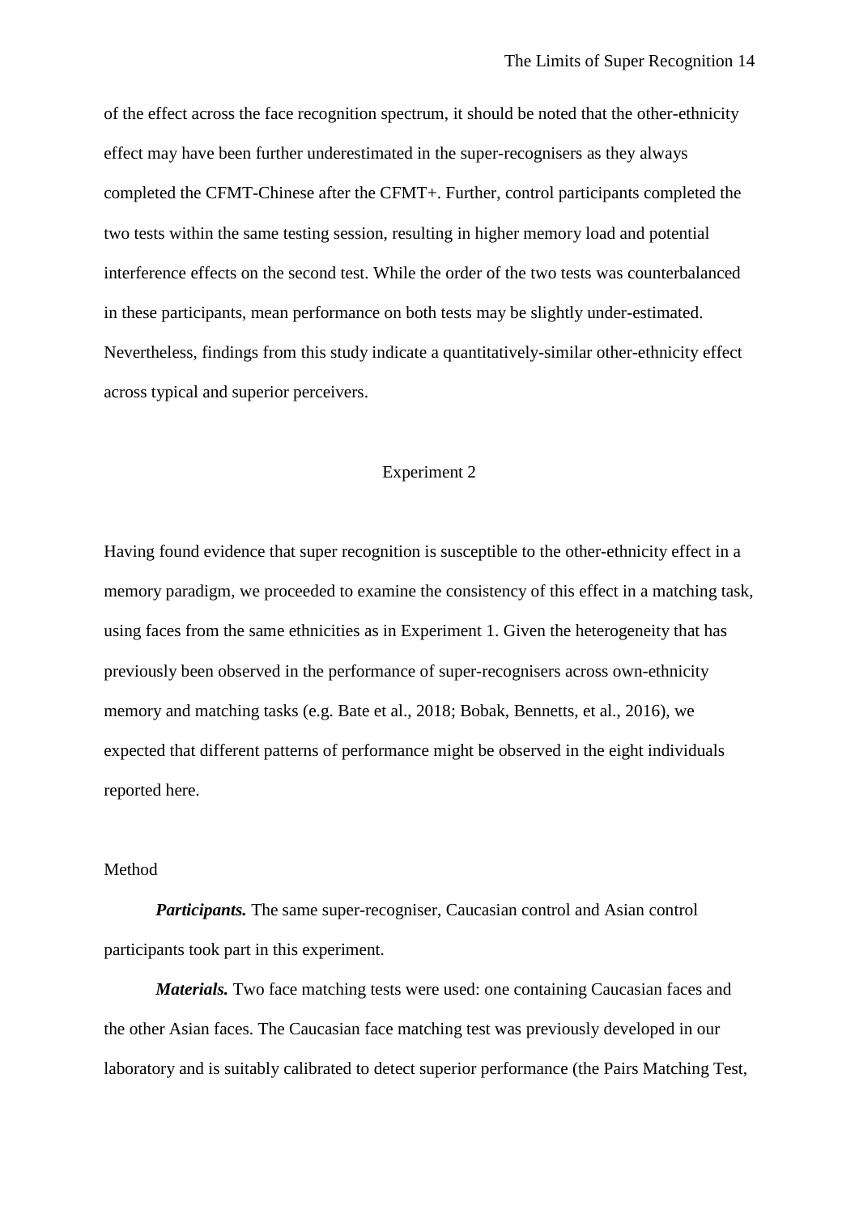of the effect across the face recognition spectrum, it should be noted that the other-ethnicity effect may have been further underestimated in the super-recognisers as they always completed the CFMT-Chinese after the CFMT+. Further, control participants completed the two tests within the same testing session, resulting in higher memory load and potential interference effects on the second test. While the order of the two tests was counterbalanced in these participants, mean performance on both tests may be slightly under-estimated. Nevertheless, findings from this study indicate a quantitatively-similar other-ethnicity effect across typical and superior perceivers.

## Experiment 2

Having found evidence that super recognition is susceptible to the other-ethnicity effect in a memory paradigm, we proceeded to examine the consistency of this effect in a matching task, using faces from the same ethnicities as in Experiment 1. Given the heterogeneity that has previously been observed in the performance of super-recognisers across own-ethnicity memory and matching tasks (e.g. Bate et al., 2018; Bobak, Bennetts, et al., 2016), we expected that different patterns of performance might be observed in the eight individuals reported here.

### Method

***Participants.*** The same super-recogniser, Caucasian control and Asian control participants took part in this experiment.

***Materials.*** Two face matching tests were used: one containing Caucasian faces and the other Asian faces. The Caucasian face matching test was previously developed in our laboratory and is suitably calibrated to detect superior performance (the Pairs Matching Test,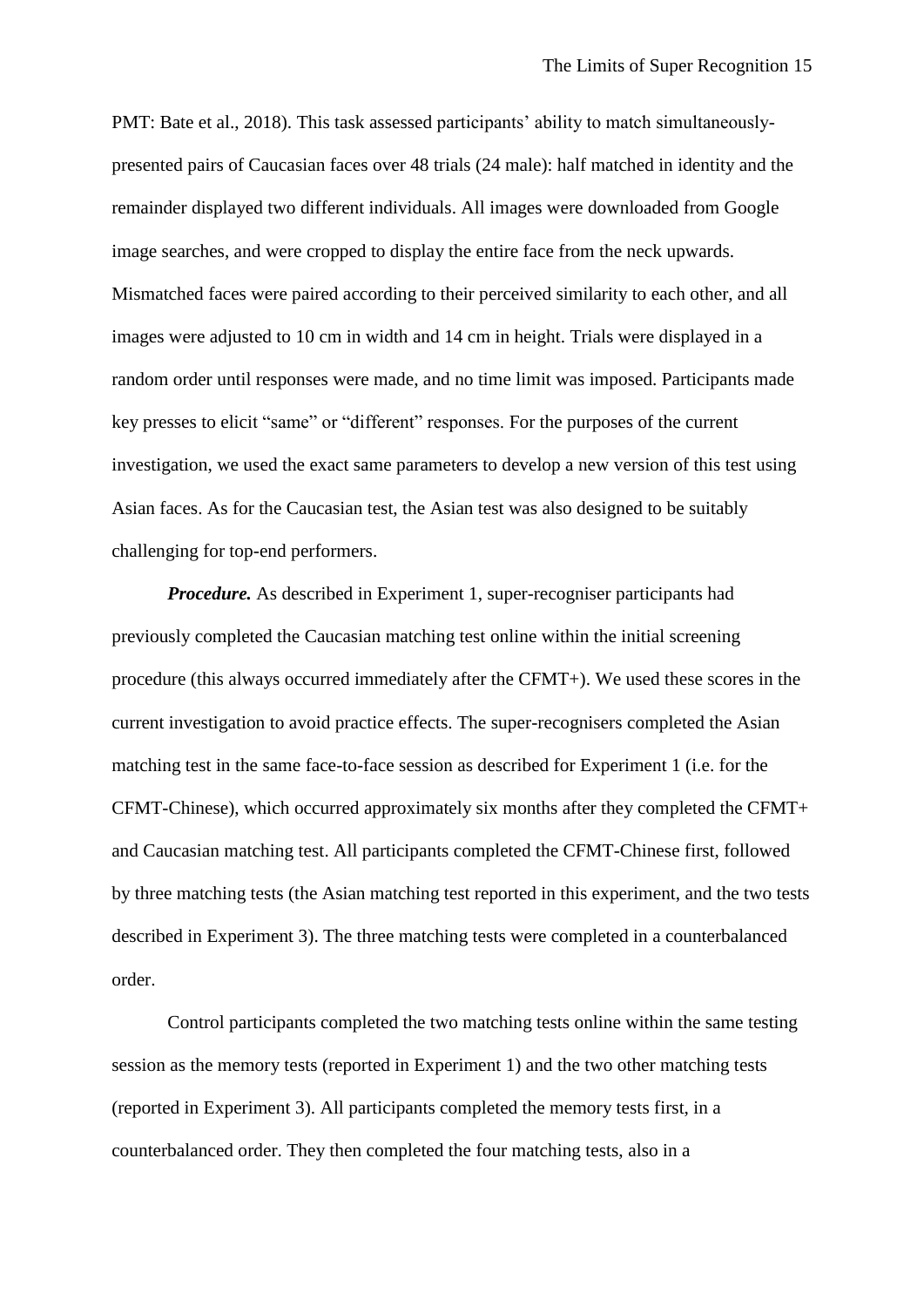PMT: Bate et al., 2018). This task assessed participants' ability to match simultaneously-presented pairs of Caucasian faces over 48 trials (24 male): half matched in identity and the remainder displayed two different individuals. All images were downloaded from Google image searches, and were cropped to display the entire face from the neck upwards. Mismatched faces were paired according to their perceived similarity to each other, and all images were adjusted to 10 cm in width and 14 cm in height. Trials were displayed in a random order until responses were made, and no time limit was imposed. Participants made key presses to elicit "same" or "different" responses. For the purposes of the current investigation, we used the exact same parameters to develop a new version of this test using Asian faces. As for the Caucasian test, the Asian test was also designed to be suitably challenging for top-end performers.

***Procedure.*** As described in Experiment 1, super-recogniser participants had previously completed the Caucasian matching test online within the initial screening procedure (this always occurred immediately after the CFMT+). We used these scores in the current investigation to avoid practice effects. The super-recognisers completed the Asian matching test in the same face-to-face session as described for Experiment 1 (i.e. for the CFMT-Chinese), which occurred approximately six months after they completed the CFMT+ and Caucasian matching test. All participants completed the CFMT-Chinese first, followed by three matching tests (the Asian matching test reported in this experiment, and the two tests described in Experiment 3). The three matching tests were completed in a counterbalanced order.

Control participants completed the two matching tests online within the same testing session as the memory tests (reported in Experiment 1) and the two other matching tests (reported in Experiment 3). All participants completed the memory tests first, in a counterbalanced order. They then completed the four matching tests, also in a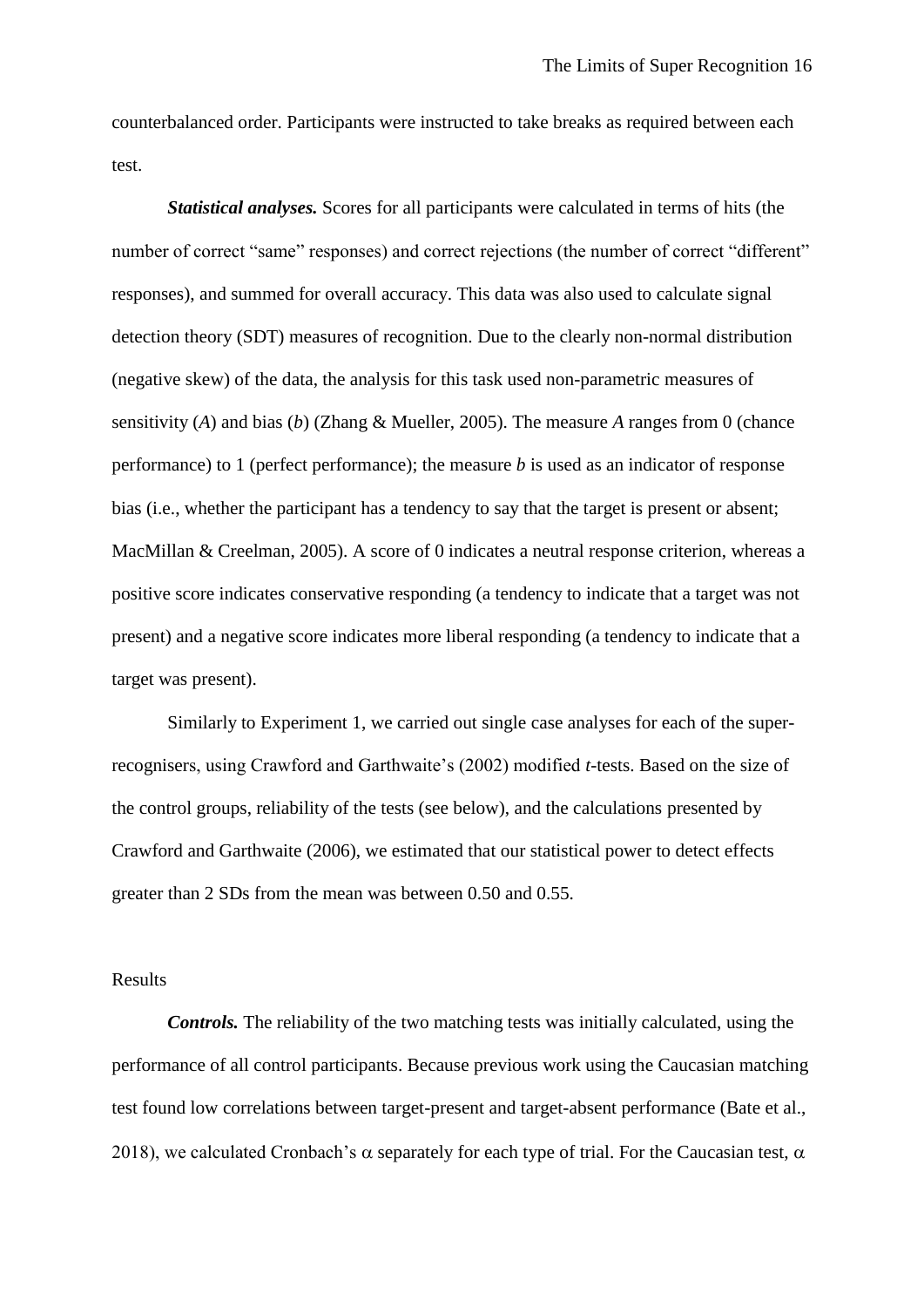counterbalanced order. Participants were instructed to take breaks as required between each test.

***Statistical analyses.*** Scores for all participants were calculated in terms of hits (the number of correct "same" responses) and correct rejections (the number of correct "different" responses), and summed for overall accuracy. This data was also used to calculate signal detection theory (SDT) measures of recognition. Due to the clearly non-normal distribution (negative skew) of the data, the analysis for this task used non-parametric measures of sensitivity ($A$) and bias ($b$) (Zhang & Mueller, 2005). The measure $A$ ranges from 0 (chance performance) to 1 (perfect performance); the measure $b$ is used as an indicator of response bias (i.e., whether the participant has a tendency to say that the target is present or absent; MacMillan & Creelman, 2005). A score of 0 indicates a neutral response criterion, whereas a positive score indicates conservative responding (a tendency to indicate that a target was not present) and a negative score indicates more liberal responding (a tendency to indicate that a target was present).

Similarly to Experiment 1, we carried out single case analyses for each of the super-recognisers, using Crawford and Garthwaite's (2002) modified $t$-tests. Based on the size of the control groups, reliability of the tests (see below), and the calculations presented by Crawford and Garthwaite (2006), we estimated that our statistical power to detect effects greater than 2 SDs from the mean was between 0.50 and 0.55.

## Results

***Controls.*** The reliability of the two matching tests was initially calculated, using the performance of all control participants. Because previous work using the Caucasian matching test found low correlations between target-present and target-absent performance (Bate et al., 2018), we calculated Cronbach's $\alpha$ separately for each type of trial. For the Caucasian test, $\alpha$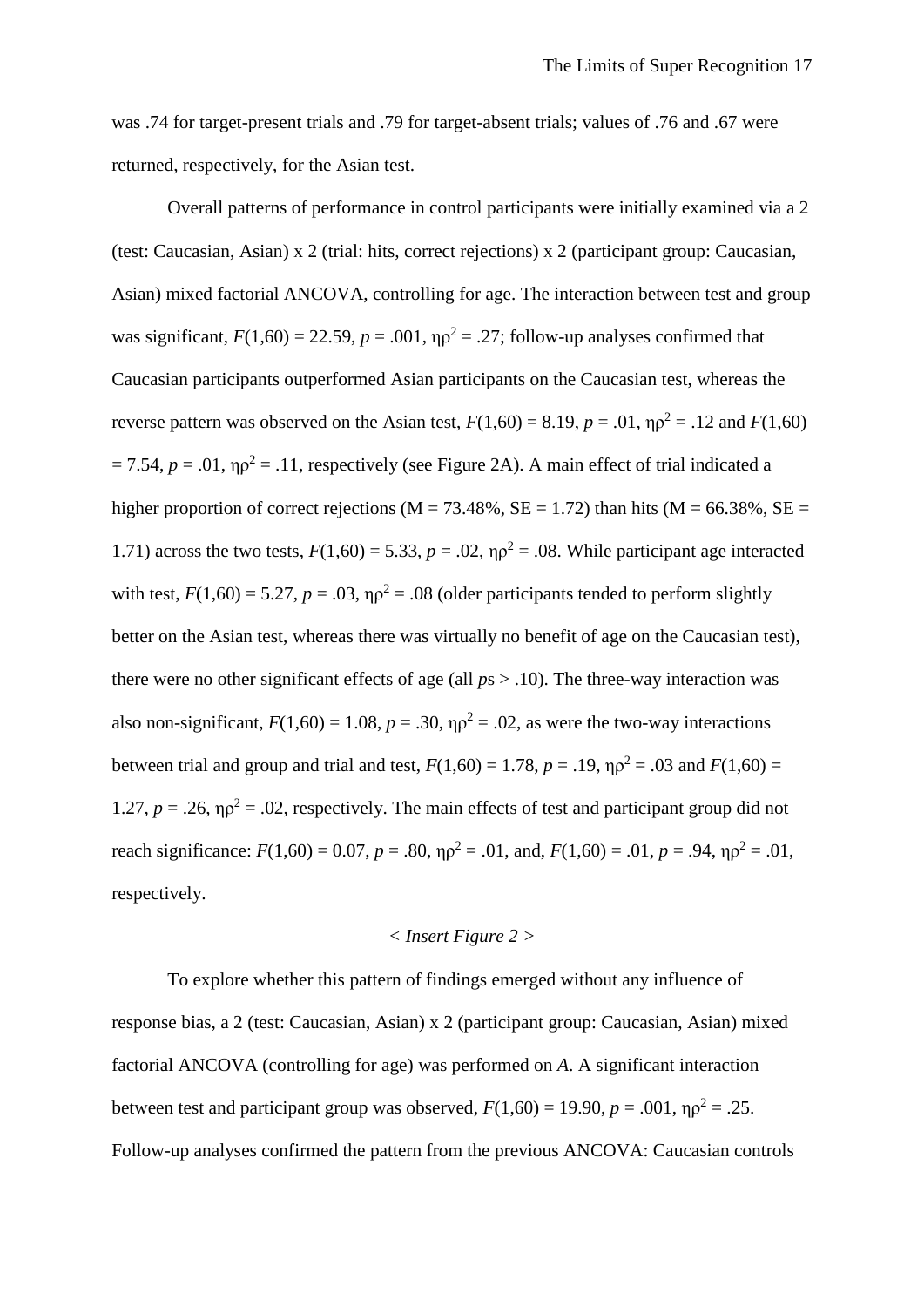was .74 for target-present trials and .79 for target-absent trials; values of .76 and .67 were returned, respectively, for the Asian test.

Overall patterns of performance in control participants were initially examined via a 2 (test: Caucasian, Asian) x 2 (trial: hits, correct rejections) x 2 (participant group: Caucasian, Asian) mixed factorial ANCOVA, controlling for age. The interaction between test and group was significant, $F(1,60) = 22.59$, $p = .001$, $\eta\rho^2 = .27$; follow-up analyses confirmed that Caucasian participants outperformed Asian participants on the Caucasian test, whereas the reverse pattern was observed on the Asian test, $F(1,60) = 8.19$, $p = .01$, $\eta\rho^2 = .12$ and $F(1,60) = 7.54$, $p = .01$, $\eta\rho^2 = .11$, respectively (see Figure 2A). A main effect of trial indicated a higher proportion of correct rejections (M = 73.48%, SE = 1.72) than hits (M = 66.38%, SE = 1.71) across the two tests, $F(1,60) = 5.33$, $p = .02$, $\eta\rho^2 = .08$. While participant age interacted with test, $F(1,60) = 5.27$, $p = .03$, $\eta\rho^2 = .08$ (older participants tended to perform slightly better on the Asian test, whereas there was virtually no benefit of age on the Caucasian test), there were no other significant effects of age (all *p*s > .10). The three-way interaction was also non-significant, $F(1,60) = 1.08$, $p = .30$, $\eta\rho^2 = .02$, as were the two-way interactions between trial and group and trial and test, $F(1,60) = 1.78$, $p = .19$, $\eta\rho^2 = .03$ and $F(1,60) = 1.27$, $p = .26$, $\eta\rho^2 = .02$, respectively. The main effects of test and participant group did not reach significance: $F(1,60) = 0.07$, $p = .80$, $\eta\rho^2 = .01$, and, $F(1,60) = .01$, $p = .94$, $\eta\rho^2 = .01$, respectively.

< *Insert Figure 2* >

To explore whether this pattern of findings emerged without any influence of response bias, a 2 (test: Caucasian, Asian) x 2 (participant group: Caucasian, Asian) mixed factorial ANCOVA (controlling for age) was performed on *A*. A significant interaction between test and participant group was observed, $F(1,60) = 19.90$, $p = .001$, $\eta\rho^2 = .25$. Follow-up analyses confirmed the pattern from the previous ANCOVA: Caucasian controls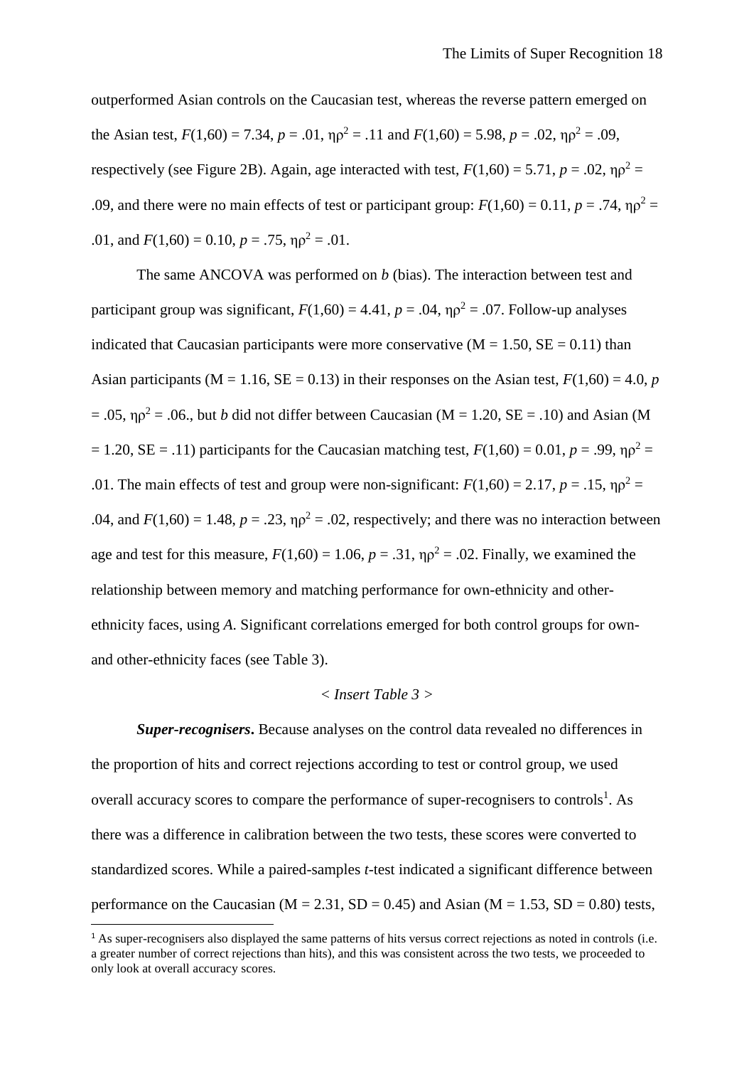outperformed Asian controls on the Caucasian test, whereas the reverse pattern emerged on the Asian test, $F(1,60) = 7.34$, $p = .01$, $\eta\rho^2 = .11$ and $F(1,60) = 5.98$, $p = .02$, $\eta\rho^2 = .09$, respectively (see Figure 2B). Again, age interacted with test, $F(1,60) = 5.71$, $p = .02$, $\eta\rho^2 = .09$, and there were no main effects of test or participant group: $F(1,60) = 0.11$, $p = .74$, $\eta\rho^2 = .01$, and $F(1,60) = 0.10$, $p = .75$, $\eta\rho^2 = .01$.

The same ANCOVA was performed on *b* (bias). The interaction between test and participant group was significant, $F(1,60) = 4.41$, $p = .04$, $\eta\rho^2 = .07$. Follow-up analyses indicated that Caucasian participants were more conservative (M = 1.50, SE = 0.11) than Asian participants (M = 1.16, SE = 0.13) in their responses on the Asian test, $F(1,60) = 4.0$, $p = .05$, $\eta\rho^2 = .06$., but *b* did not differ between Caucasian (M = 1.20, SE = .10) and Asian (M = 1.20, SE = .11) participants for the Caucasian matching test, $F(1,60) = 0.01$, $p = .99$, $\eta\rho^2 = .01$. The main effects of test and group were non-significant: $F(1,60) = 2.17$, $p = .15$, $\eta\rho^2 = .04$, and $F(1,60) = 1.48$, $p = .23$, $\eta\rho^2 = .02$, respectively; and there was no interaction between age and test for this measure, $F(1,60) = 1.06$, $p = .31$, $\eta\rho^2 = .02$. Finally, we examined the relationship between memory and matching performance for own-ethnicity and other-ethnicity faces, using *A*. Significant correlations emerged for both control groups for own- and other-ethnicity faces (see Table 3).

*< Insert Table 3 >*

***Super-recognisers*.** Because analyses on the control data revealed no differences in the proportion of hits and correct rejections according to test or control group, we used overall accuracy scores to compare the performance of super-recognisers to controls[1]. As there was a difference in calibration between the two tests, these scores were converted to standardized scores. While a paired-samples *t*-test indicated a significant difference between performance on the Caucasian (M = 2.31, SD = 0.45) and Asian (M = 1.53, SD = 0.80) tests,

[1] As super-recognisers also displayed the same patterns of hits versus correct rejections as noted in controls (i.e. a greater number of correct rejections than hits), and this was consistent across the two tests, we proceeded to only look at overall accuracy scores.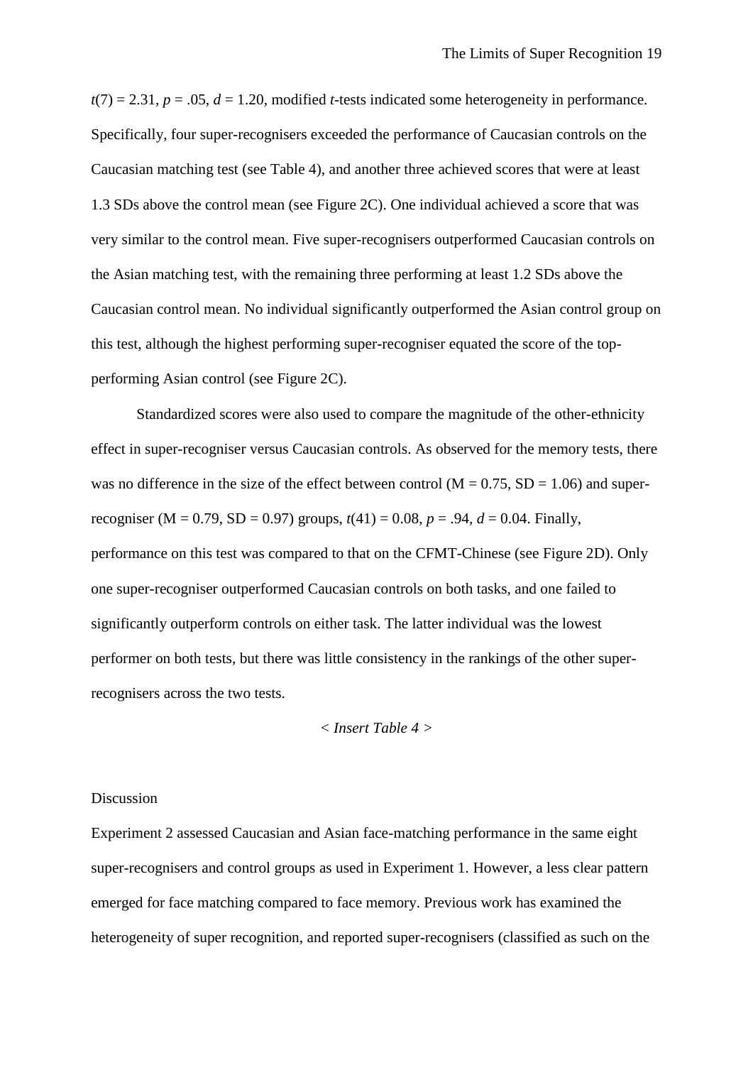$t(7) = 2.31$, $p = .05$, $d = 1.20$, modified *t*-tests indicated some heterogeneity in performance. Specifically, four super-recognisers exceeded the performance of Caucasian controls on the Caucasian matching test (see Table 4), and another three achieved scores that were at least 1.3 SDs above the control mean (see Figure 2C). One individual achieved a score that was very similar to the control mean. Five super-recognisers outperformed Caucasian controls on the Asian matching test, with the remaining three performing at least 1.2 SDs above the Caucasian control mean. No individual significantly outperformed the Asian control group on this test, although the highest performing super-recogniser equated the score of the top-performing Asian control (see Figure 2C).

Standardized scores were also used to compare the magnitude of the other-ethnicity effect in super-recogniser versus Caucasian controls. As observed for the memory tests, there was no difference in the size of the effect between control (M = 0.75, SD = 1.06) and super-recogniser (M = 0.79, SD = 0.97) groups, $t(41) = 0.08$, $p = .94$, $d = 0.04$. Finally, performance on this test was compared to that on the CFMT-Chinese (see Figure 2D). Only one super-recogniser outperformed Caucasian controls on both tasks, and one failed to significantly outperform controls on either task. The latter individual was the lowest performer on both tests, but there was little consistency in the rankings of the other super-recognisers across the two tests.

< *Insert Table 4* >

## Discussion

Experiment 2 assessed Caucasian and Asian face-matching performance in the same eight super-recognisers and control groups as used in Experiment 1. However, a less clear pattern emerged for face matching compared to face memory. Previous work has examined the heterogeneity of super recognition, and reported super-recognisers (classified as such on the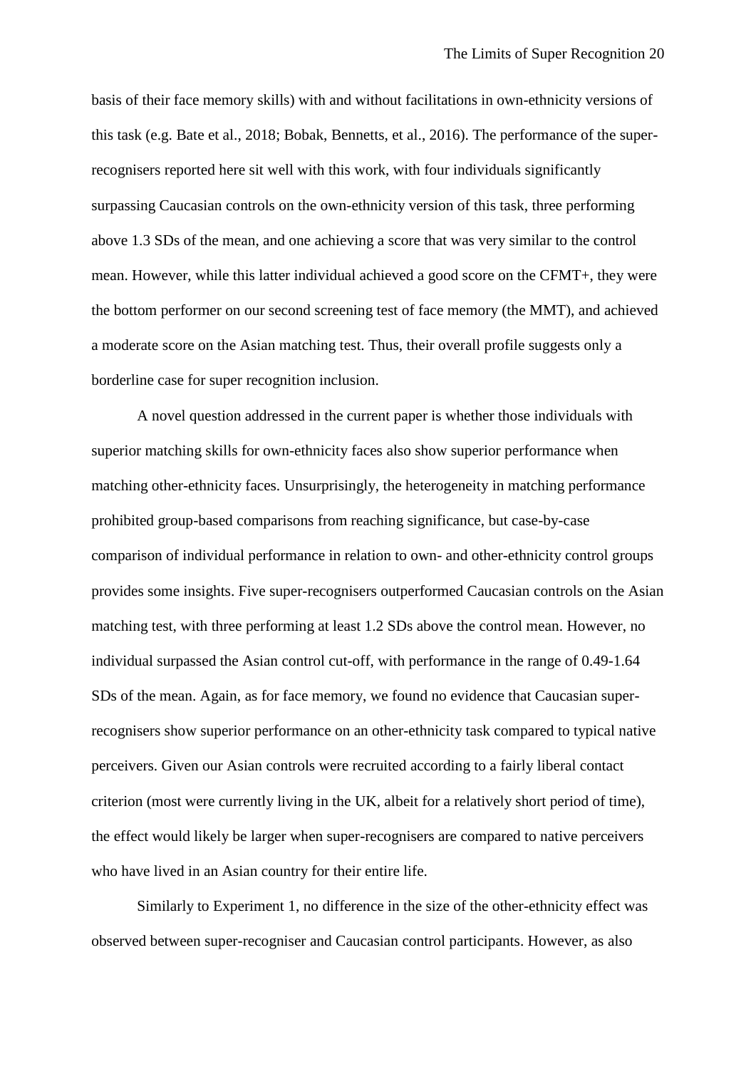basis of their face memory skills) with and without facilitations in own-ethnicity versions of this task (e.g. Bate et al., 2018; Bobak, Bennetts, et al., 2016). The performance of the super-recognisers reported here sit well with this work, with four individuals significantly surpassing Caucasian controls on the own-ethnicity version of this task, three performing above 1.3 SDs of the mean, and one achieving a score that was very similar to the control mean. However, while this latter individual achieved a good score on the CFMT+, they were the bottom performer on our second screening test of face memory (the MMT), and achieved a moderate score on the Asian matching test. Thus, their overall profile suggests only a borderline case for super recognition inclusion.

A novel question addressed in the current paper is whether those individuals with superior matching skills for own-ethnicity faces also show superior performance when matching other-ethnicity faces. Unsurprisingly, the heterogeneity in matching performance prohibited group-based comparisons from reaching significance, but case-by-case comparison of individual performance in relation to own- and other-ethnicity control groups provides some insights. Five super-recognisers outperformed Caucasian controls on the Asian matching test, with three performing at least 1.2 SDs above the control mean. However, no individual surpassed the Asian control cut-off, with performance in the range of 0.49-1.64 SDs of the mean. Again, as for face memory, we found no evidence that Caucasian super-recognisers show superior performance on an other-ethnicity task compared to typical native perceivers. Given our Asian controls were recruited according to a fairly liberal contact criterion (most were currently living in the UK, albeit for a relatively short period of time), the effect would likely be larger when super-recognisers are compared to native perceivers who have lived in an Asian country for their entire life.

Similarly to Experiment 1, no difference in the size of the other-ethnicity effect was observed between super-recogniser and Caucasian control participants. However, as also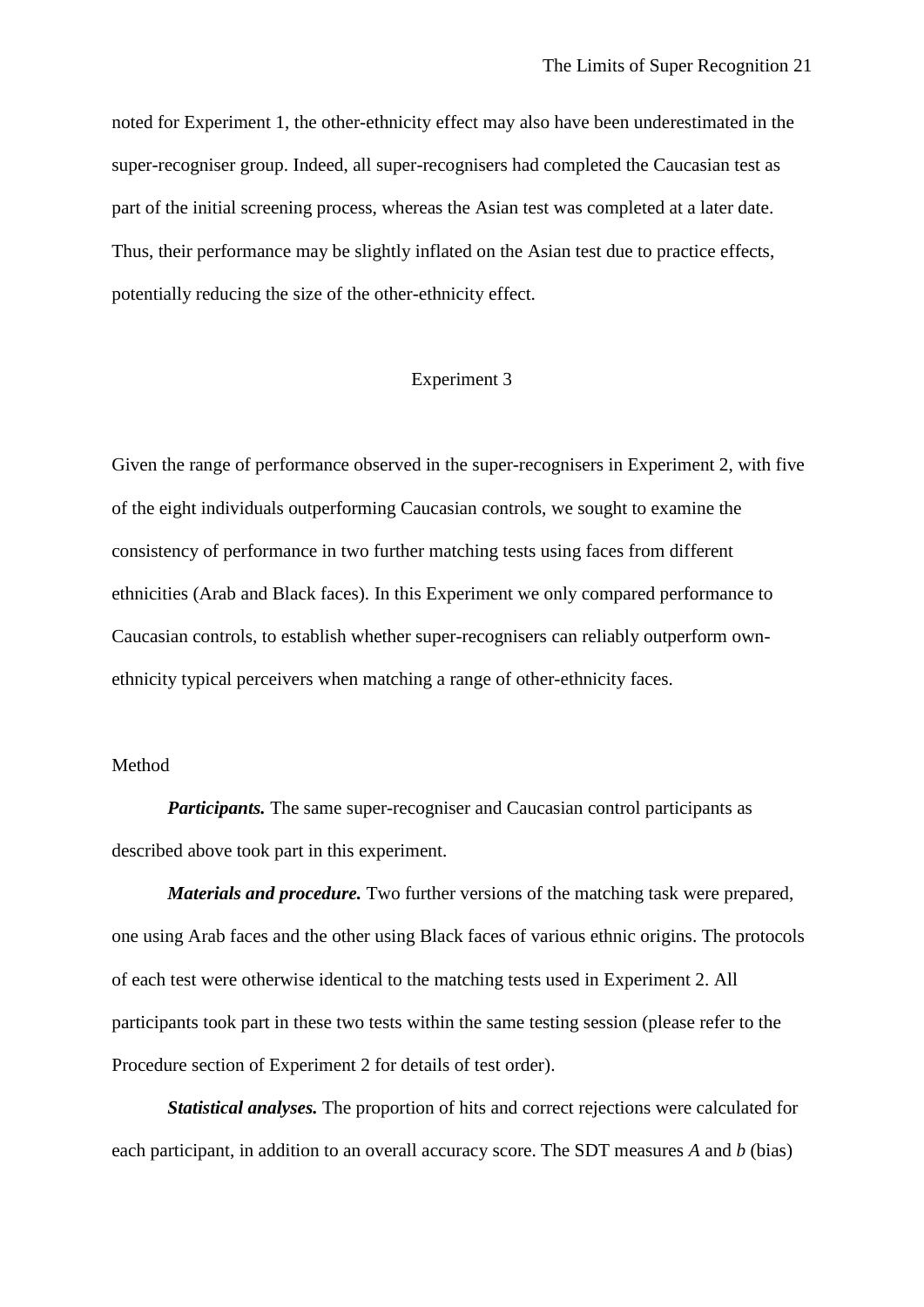noted for Experiment 1, the other-ethnicity effect may also have been underestimated in the super-recogniser group. Indeed, all super-recognisers had completed the Caucasian test as part of the initial screening process, whereas the Asian test was completed at a later date. Thus, their performance may be slightly inflated on the Asian test due to practice effects, potentially reducing the size of the other-ethnicity effect.

## Experiment 3

Given the range of performance observed in the super-recognisers in Experiment 2, with five of the eight individuals outperforming Caucasian controls, we sought to examine the consistency of performance in two further matching tests using faces from different ethnicities (Arab and Black faces). In this Experiment we only compared performance to Caucasian controls, to establish whether super-recognisers can reliably outperform own-ethnicity typical perceivers when matching a range of other-ethnicity faces.

### Method

***Participants.*** The same super-recogniser and Caucasian control participants as described above took part in this experiment.

***Materials and procedure.*** Two further versions of the matching task were prepared, one using Arab faces and the other using Black faces of various ethnic origins. The protocols of each test were otherwise identical to the matching tests used in Experiment 2. All participants took part in these two tests within the same testing session (please refer to the Procedure section of Experiment 2 for details of test order).

***Statistical analyses.*** The proportion of hits and correct rejections were calculated for each participant, in addition to an overall accuracy score. The SDT measures $A$ and $b$ (bias)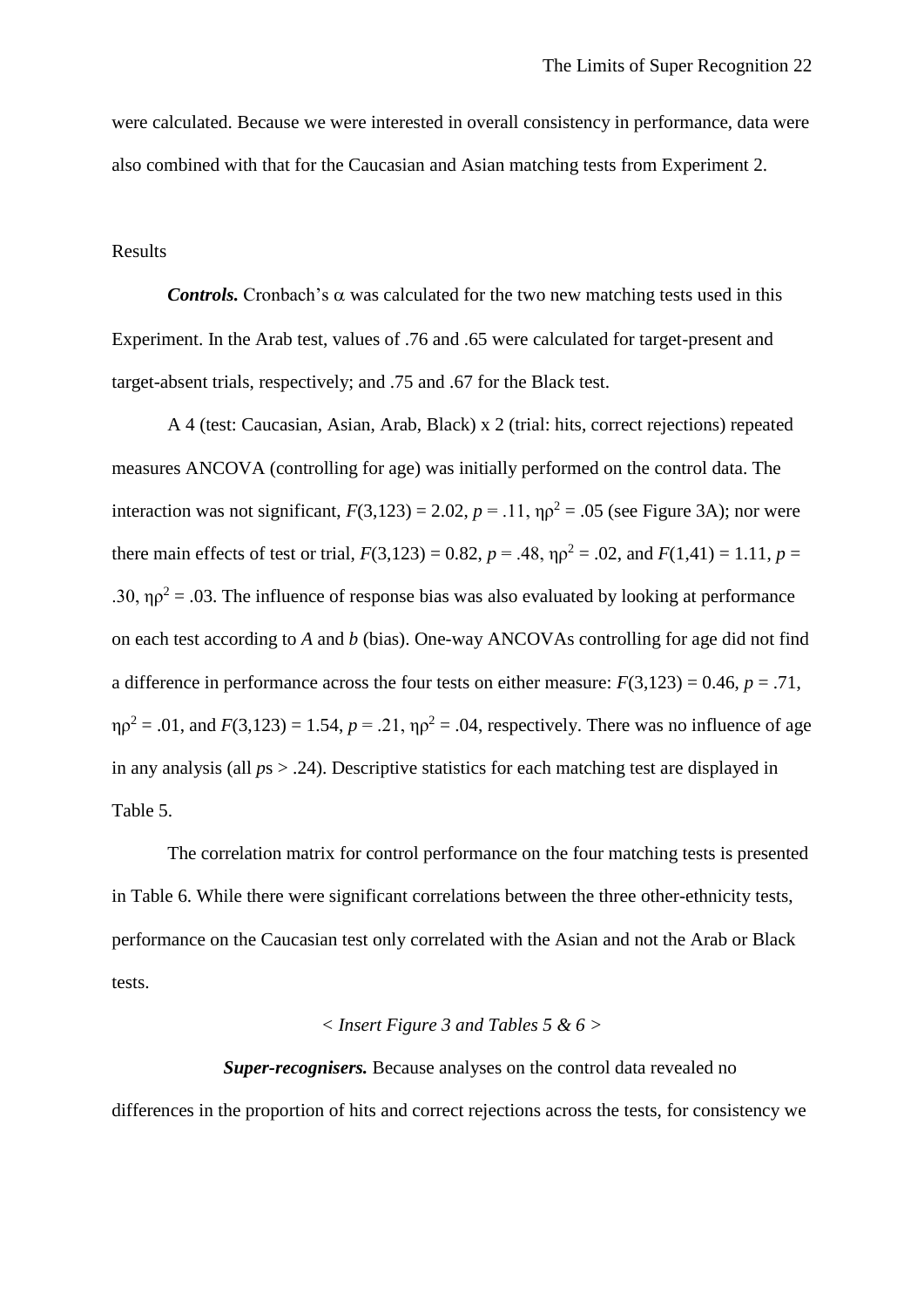were calculated. Because we were interested in overall consistency in performance, data were also combined with that for the Caucasian and Asian matching tests from Experiment 2.

Results

***Controls.*** Cronbach's $\alpha$ was calculated for the two new matching tests used in this Experiment. In the Arab test, values of .76 and .65 were calculated for target-present and target-absent trials, respectively; and .75 and .67 for the Black test.

A 4 (test: Caucasian, Asian, Arab, Black) x 2 (trial: hits, correct rejections) repeated measures ANCOVA (controlling for age) was initially performed on the control data. The interaction was not significant, $F(3,123) = 2.02$, $p = .11$, $\eta\rho^2 = .05$ (see Figure 3A); nor were there main effects of test or trial, $F(3,123) = 0.82$, $p = .48$, $\eta\rho^2 = .02$, and $F(1,41) = 1.11$, $p = .30$, $\eta\rho^2 = .03$. The influence of response bias was also evaluated by looking at performance on each test according to *A* and *b* (bias). One-way ANCOVAs controlling for age did not find a difference in performance across the four tests on either measure: $F(3,123) = 0.46$, $p = .71$, $\eta\rho^2 = .01$, and $F(3,123) = 1.54$, $p = .21$, $\eta\rho^2 = .04$, respectively. There was no influence of age in any analysis (all $p$s > .24). Descriptive statistics for each matching test are displayed in Table 5.

The correlation matrix for control performance on the four matching tests is presented in Table 6. While there were significant correlations between the three other-ethnicity tests, performance on the Caucasian test only correlated with the Asian and not the Arab or Black tests.

*< Insert Figure 3 and Tables 5 & 6 >*

***Super-recognisers.*** Because analyses on the control data revealed no differences in the proportion of hits and correct rejections across the tests, for consistency we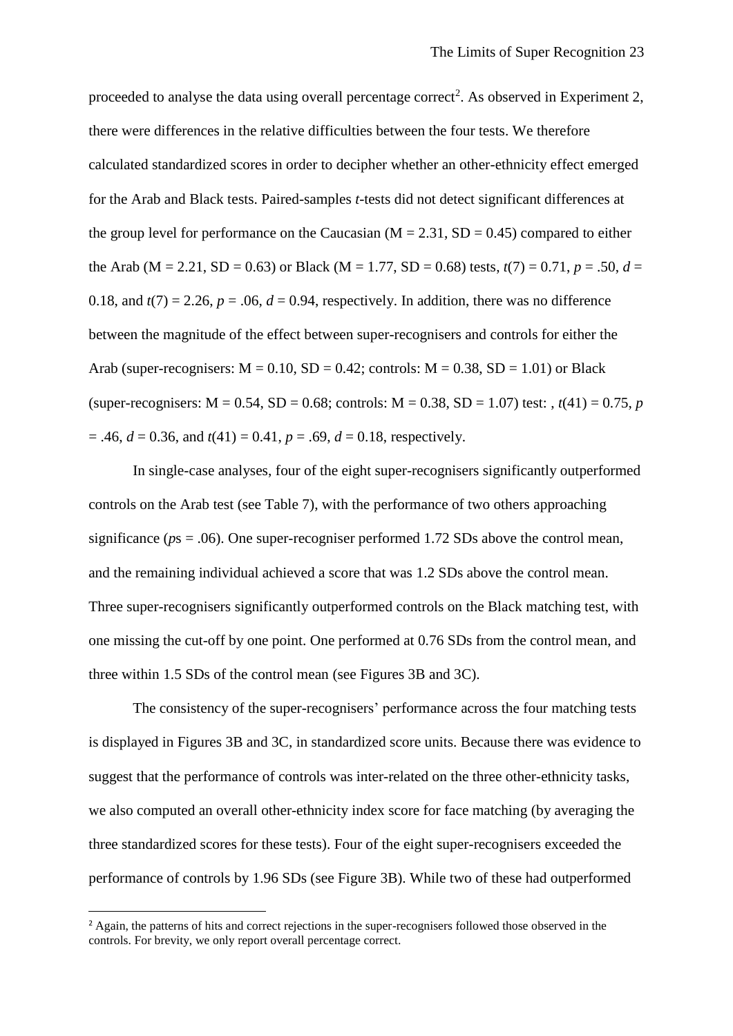proceeded to analyse the data using overall percentage correct[2]. As observed in Experiment 2, there were differences in the relative difficulties between the four tests. We therefore calculated standardized scores in order to decipher whether an other-ethnicity effect emerged for the Arab and Black tests. Paired-samples *t*-tests did not detect significant differences at the group level for performance on the Caucasian (M = 2.31, SD = 0.45) compared to either the Arab (M = 2.21, SD = 0.63) or Black (M = 1.77, SD = 0.68) tests, $t(7) = 0.71$, $p = .50$, $d = 0.18$, and $t(7) = 2.26$, $p = .06$, $d = 0.94$, respectively. In addition, there was no difference between the magnitude of the effect between super-recognisers and controls for either the Arab (super-recognisers: M = 0.10, SD = 0.42; controls: M = 0.38, SD = 1.01) or Black (super-recognisers: M = 0.54, SD = 0.68; controls: M = 0.38, SD = 1.07) test: , $t(41) = 0.75$, $p = .46$, $d = 0.36$, and $t(41) = 0.41$, $p = .69$, $d = 0.18$, respectively.

In single-case analyses, four of the eight super-recognisers significantly outperformed controls on the Arab test (see Table 7), with the performance of two others approaching significance (*p*s = .06). One super-recogniser performed 1.72 SDs above the control mean, and the remaining individual achieved a score that was 1.2 SDs above the control mean. Three super-recognisers significantly outperformed controls on the Black matching test, with one missing the cut-off by one point. One performed at 0.76 SDs from the control mean, and three within 1.5 SDs of the control mean (see Figures 3B and 3C).

The consistency of the super-recognisers' performance across the four matching tests is displayed in Figures 3B and 3C, in standardized score units. Because there was evidence to suggest that the performance of controls was inter-related on the three other-ethnicity tasks, we also computed an overall other-ethnicity index score for face matching (by averaging the three standardized scores for these tests). Four of the eight super-recognisers exceeded the performance of controls by 1.96 SDs (see Figure 3B). While two of these had outperformed

[2] Again, the patterns of hits and correct rejections in the super-recognisers followed those observed in the controls. For brevity, we only report overall percentage correct.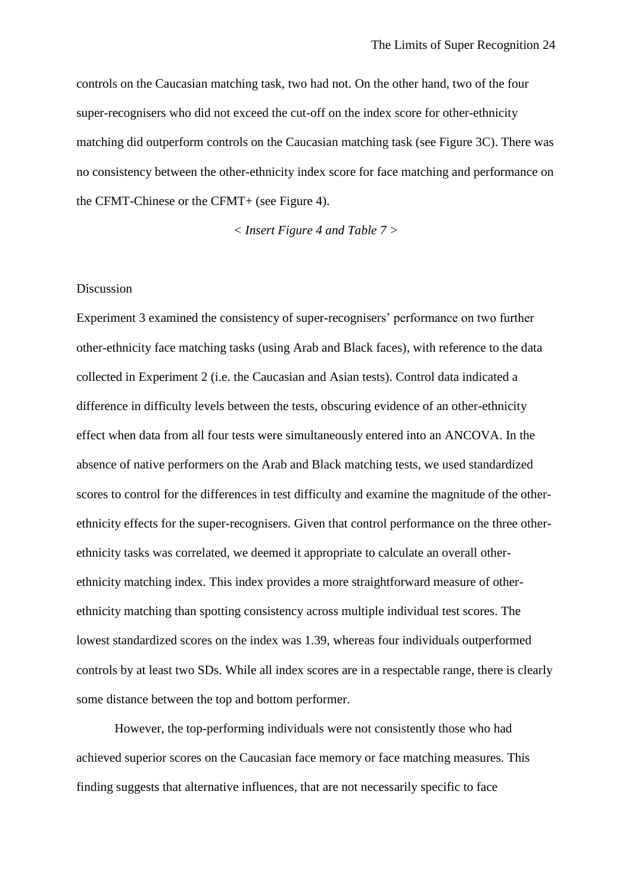controls on the Caucasian matching task, two had not. On the other hand, two of the four super-recognisers who did not exceed the cut-off on the index score for other-ethnicity matching did outperform controls on the Caucasian matching task (see Figure 3C). There was no consistency between the other-ethnicity index score for face matching and performance on the CFMT-Chinese or the CFMT+ (see Figure 4).

< *Insert Figure 4 and Table 7* >

Discussion

Experiment 3 examined the consistency of super-recognisers' performance on two further other-ethnicity face matching tasks (using Arab and Black faces), with reference to the data collected in Experiment 2 (i.e. the Caucasian and Asian tests). Control data indicated a difference in difficulty levels between the tests, obscuring evidence of an other-ethnicity effect when data from all four tests were simultaneously entered into an ANCOVA. In the absence of native performers on the Arab and Black matching tests, we used standardized scores to control for the differences in test difficulty and examine the magnitude of the other-ethnicity effects for the super-recognisers. Given that control performance on the three other-ethnicity tasks was correlated, we deemed it appropriate to calculate an overall other-ethnicity matching index. This index provides a more straightforward measure of other-ethnicity matching than spotting consistency across multiple individual test scores. The lowest standardized scores on the index was 1.39, whereas four individuals outperformed controls by at least two SDs. While all index scores are in a respectable range, there is clearly some distance between the top and bottom performer.

However, the top-performing individuals were not consistently those who had achieved superior scores on the Caucasian face memory or face matching measures. This finding suggests that alternative influences, that are not necessarily specific to face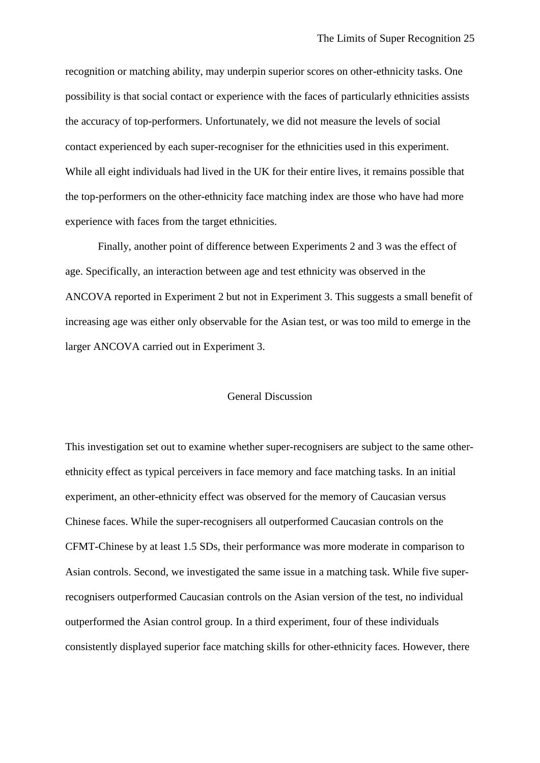recognition or matching ability, may underpin superior scores on other-ethnicity tasks. One possibility is that social contact or experience with the faces of particularly ethnicities assists the accuracy of top-performers. Unfortunately, we did not measure the levels of social contact experienced by each super-recogniser for the ethnicities used in this experiment. While all eight individuals had lived in the UK for their entire lives, it remains possible that the top-performers on the other-ethnicity face matching index are those who have had more experience with faces from the target ethnicities.

Finally, another point of difference between Experiments 2 and 3 was the effect of age. Specifically, an interaction between age and test ethnicity was observed in the ANCOVA reported in Experiment 2 but not in Experiment 3. This suggests a small benefit of increasing age was either only observable for the Asian test, or was too mild to emerge in the larger ANCOVA carried out in Experiment 3.

## General Discussion

This investigation set out to examine whether super-recognisers are subject to the same other-ethnicity effect as typical perceivers in face memory and face matching tasks. In an initial experiment, an other-ethnicity effect was observed for the memory of Caucasian versus Chinese faces. While the super-recognisers all outperformed Caucasian controls on the CFMT-Chinese by at least 1.5 SDs, their performance was more moderate in comparison to Asian controls. Second, we investigated the same issue in a matching task. While five super-recognisers outperformed Caucasian controls on the Asian version of the test, no individual outperformed the Asian control group. In a third experiment, four of these individuals consistently displayed superior face matching skills for other-ethnicity faces. However, there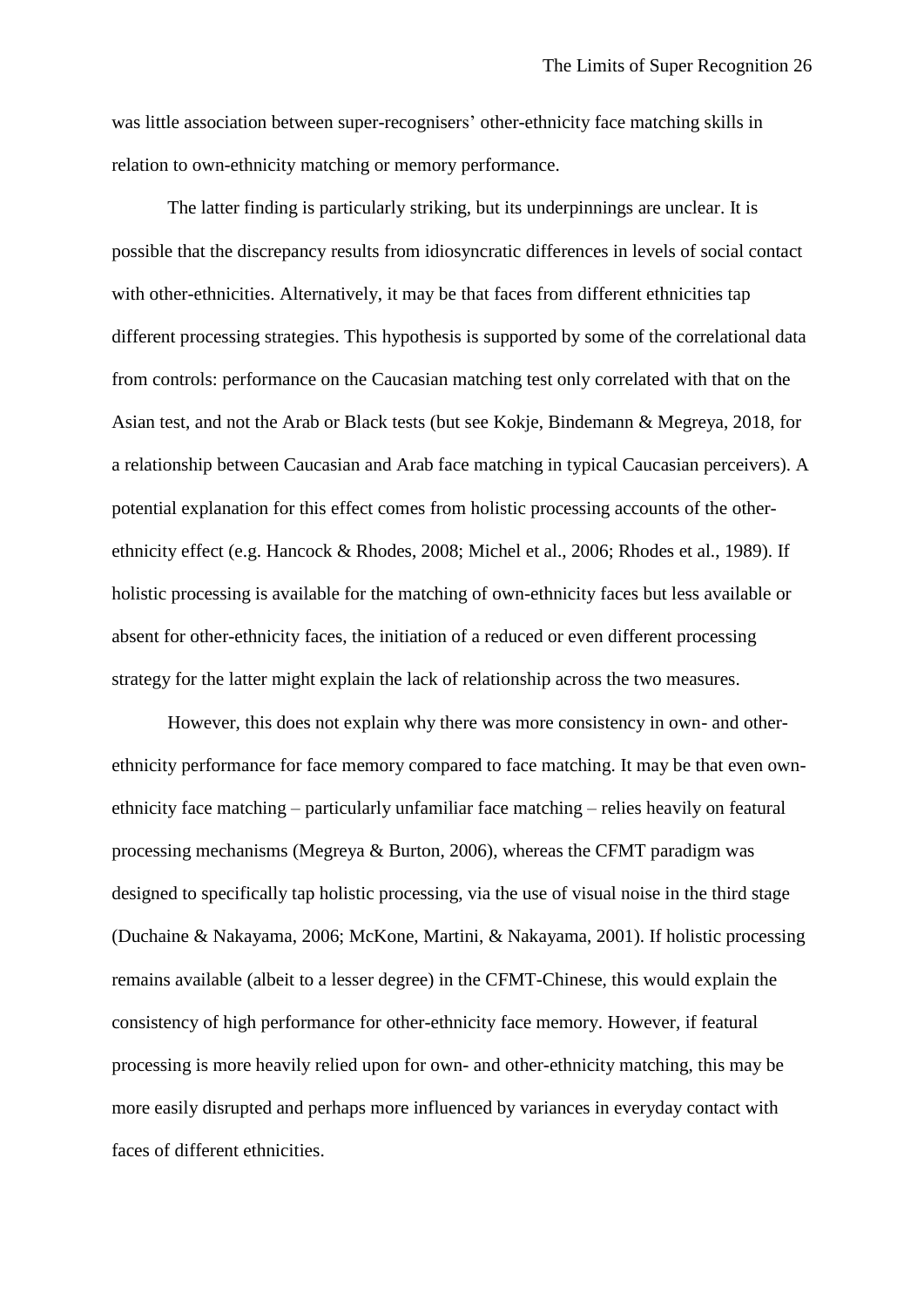was little association between super-recognisers' other-ethnicity face matching skills in relation to own-ethnicity matching or memory performance.

The latter finding is particularly striking, but its underpinnings are unclear. It is possible that the discrepancy results from idiosyncratic differences in levels of social contact with other-ethnicities. Alternatively, it may be that faces from different ethnicities tap different processing strategies. This hypothesis is supported by some of the correlational data from controls: performance on the Caucasian matching test only correlated with that on the Asian test, and not the Arab or Black tests (but see Kokje, Bindemann & Megreya, 2018, for a relationship between Caucasian and Arab face matching in typical Caucasian perceivers). A potential explanation for this effect comes from holistic processing accounts of the other-ethnicity effect (e.g. Hancock & Rhodes, 2008; Michel et al., 2006; Rhodes et al., 1989). If holistic processing is available for the matching of own-ethnicity faces but less available or absent for other-ethnicity faces, the initiation of a reduced or even different processing strategy for the latter might explain the lack of relationship across the two measures.

However, this does not explain why there was more consistency in own- and other-ethnicity performance for face memory compared to face matching. It may be that even own-ethnicity face matching – particularly unfamiliar face matching – relies heavily on featural processing mechanisms (Megreya & Burton, 2006), whereas the CFMT paradigm was designed to specifically tap holistic processing, via the use of visual noise in the third stage (Duchaine & Nakayama, 2006; McKone, Martini, & Nakayama, 2001). If holistic processing remains available (albeit to a lesser degree) in the CFMT-Chinese, this would explain the consistency of high performance for other-ethnicity face memory. However, if featural processing is more heavily relied upon for own- and other-ethnicity matching, this may be more easily disrupted and perhaps more influenced by variances in everyday contact with faces of different ethnicities.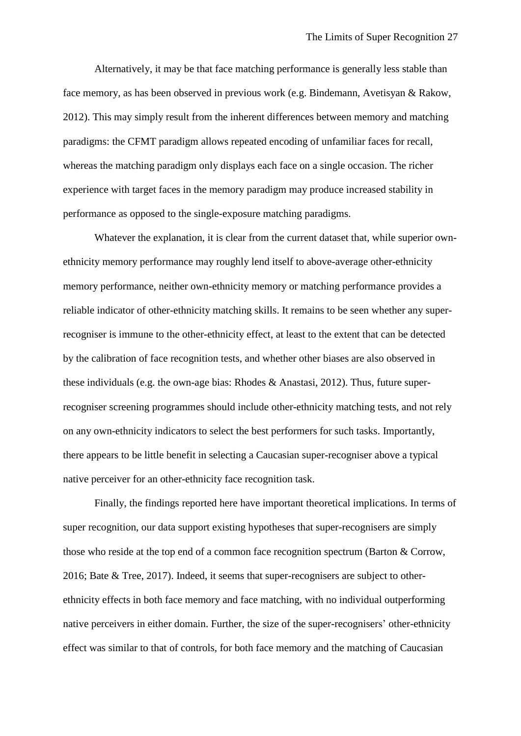Alternatively, it may be that face matching performance is generally less stable than face memory, as has been observed in previous work (e.g. Bindemann, Avetisyan & Rakow, 2012). This may simply result from the inherent differences between memory and matching paradigms: the CFMT paradigm allows repeated encoding of unfamiliar faces for recall, whereas the matching paradigm only displays each face on a single occasion. The richer experience with target faces in the memory paradigm may produce increased stability in performance as opposed to the single-exposure matching paradigms.

Whatever the explanation, it is clear from the current dataset that, while superior own-ethnicity memory performance may roughly lend itself to above-average other-ethnicity memory performance, neither own-ethnicity memory or matching performance provides a reliable indicator of other-ethnicity matching skills. It remains to be seen whether any super-recogniser is immune to the other-ethnicity effect, at least to the extent that can be detected by the calibration of face recognition tests, and whether other biases are also observed in these individuals (e.g. the own-age bias: Rhodes & Anastasi, 2012). Thus, future super-recogniser screening programmes should include other-ethnicity matching tests, and not rely on any own-ethnicity indicators to select the best performers for such tasks. Importantly, there appears to be little benefit in selecting a Caucasian super-recogniser above a typical native perceiver for an other-ethnicity face recognition task.

Finally, the findings reported here have important theoretical implications. In terms of super recognition, our data support existing hypotheses that super-recognisers are simply those who reside at the top end of a common face recognition spectrum (Barton & Corrow, 2016; Bate & Tree, 2017). Indeed, it seems that super-recognisers are subject to other-ethnicity effects in both face memory and face matching, with no individual outperforming native perceivers in either domain. Further, the size of the super-recognisers' other-ethnicity effect was similar to that of controls, for both face memory and the matching of Caucasian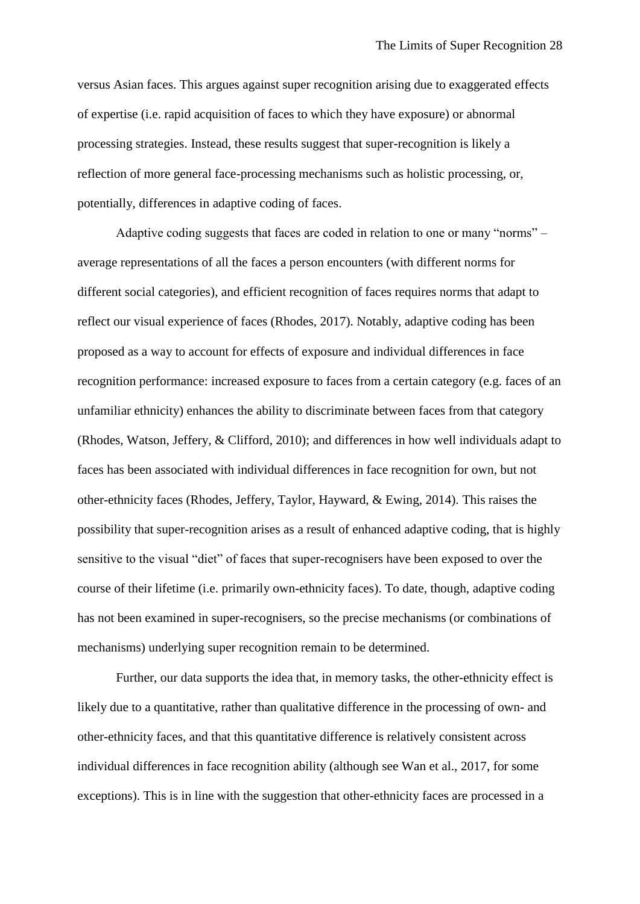versus Asian faces. This argues against super recognition arising due to exaggerated effects of expertise (i.e. rapid acquisition of faces to which they have exposure) or abnormal processing strategies. Instead, these results suggest that super-recognition is likely a reflection of more general face-processing mechanisms such as holistic processing, or, potentially, differences in adaptive coding of faces.

Adaptive coding suggests that faces are coded in relation to one or many "norms" – average representations of all the faces a person encounters (with different norms for different social categories), and efficient recognition of faces requires norms that adapt to reflect our visual experience of faces (Rhodes, 2017). Notably, adaptive coding has been proposed as a way to account for effects of exposure and individual differences in face recognition performance: increased exposure to faces from a certain category (e.g. faces of an unfamiliar ethnicity) enhances the ability to discriminate between faces from that category (Rhodes, Watson, Jeffery, & Clifford, 2010); and differences in how well individuals adapt to faces has been associated with individual differences in face recognition for own, but not other-ethnicity faces (Rhodes, Jeffery, Taylor, Hayward, & Ewing, 2014). This raises the possibility that super-recognition arises as a result of enhanced adaptive coding, that is highly sensitive to the visual "diet" of faces that super-recognisers have been exposed to over the course of their lifetime (i.e. primarily own-ethnicity faces). To date, though, adaptive coding has not been examined in super-recognisers, so the precise mechanisms (or combinations of mechanisms) underlying super recognition remain to be determined.

Further, our data supports the idea that, in memory tasks, the other-ethnicity effect is likely due to a quantitative, rather than qualitative difference in the processing of own- and other-ethnicity faces, and that this quantitative difference is relatively consistent across individual differences in face recognition ability (although see Wan et al., 2017, for some exceptions). This is in line with the suggestion that other-ethnicity faces are processed in a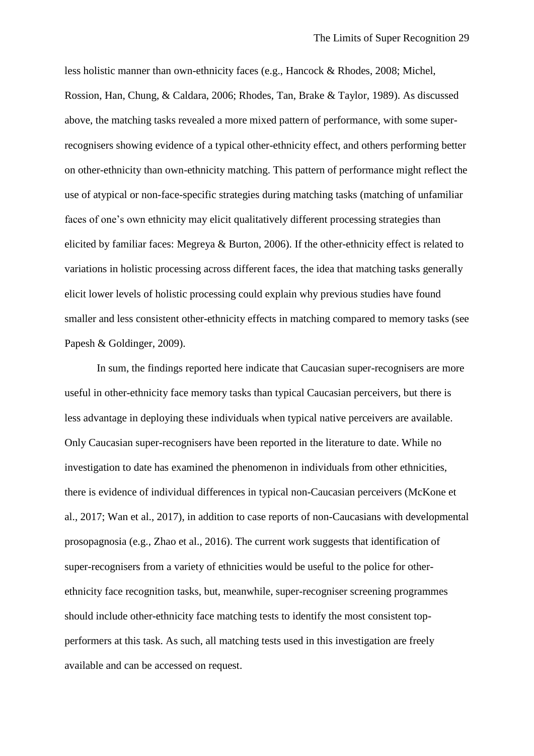less holistic manner than own-ethnicity faces (e.g., Hancock & Rhodes, 2008; Michel, Rossion, Han, Chung, & Caldara, 2006; Rhodes, Tan, Brake & Taylor, 1989). As discussed above, the matching tasks revealed a more mixed pattern of performance, with some super-recognisers showing evidence of a typical other-ethnicity effect, and others performing better on other-ethnicity than own-ethnicity matching. This pattern of performance might reflect the use of atypical or non-face-specific strategies during matching tasks (matching of unfamiliar faces of one's own ethnicity may elicit qualitatively different processing strategies than elicited by familiar faces: Megreya & Burton, 2006). If the other-ethnicity effect is related to variations in holistic processing across different faces, the idea that matching tasks generally elicit lower levels of holistic processing could explain why previous studies have found smaller and less consistent other-ethnicity effects in matching compared to memory tasks (see Papesh & Goldinger, 2009).

In sum, the findings reported here indicate that Caucasian super-recognisers are more useful in other-ethnicity face memory tasks than typical Caucasian perceivers, but there is less advantage in deploying these individuals when typical native perceivers are available. Only Caucasian super-recognisers have been reported in the literature to date. While no investigation to date has examined the phenomenon in individuals from other ethnicities, there is evidence of individual differences in typical non-Caucasian perceivers (McKone et al., 2017; Wan et al., 2017), in addition to case reports of non-Caucasians with developmental prosopagnosia (e.g., Zhao et al., 2016). The current work suggests that identification of super-recognisers from a variety of ethnicities would be useful to the police for other-ethnicity face recognition tasks, but, meanwhile, super-recogniser screening programmes should include other-ethnicity face matching tests to identify the most consistent top-performers at this task. As such, all matching tests used in this investigation are freely available and can be accessed on request.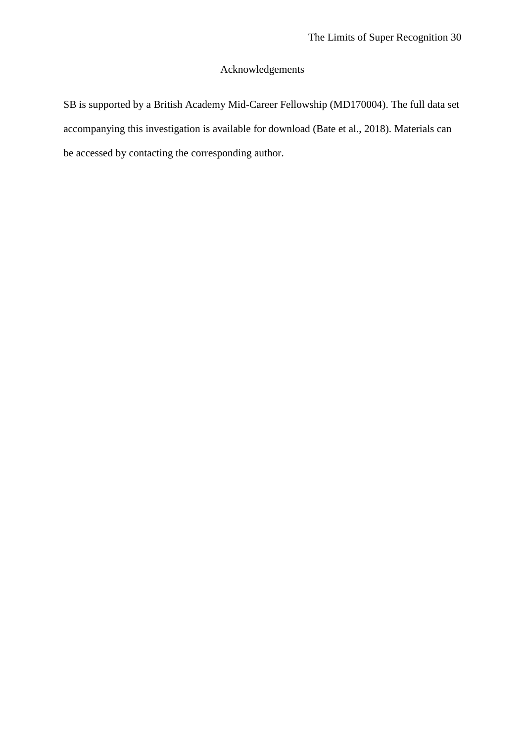## Acknowledgements

SB is supported by a British Academy Mid-Career Fellowship (MD170004). The full data set accompanying this investigation is available for download (Bate et al., 2018). Materials can be accessed by contacting the corresponding author.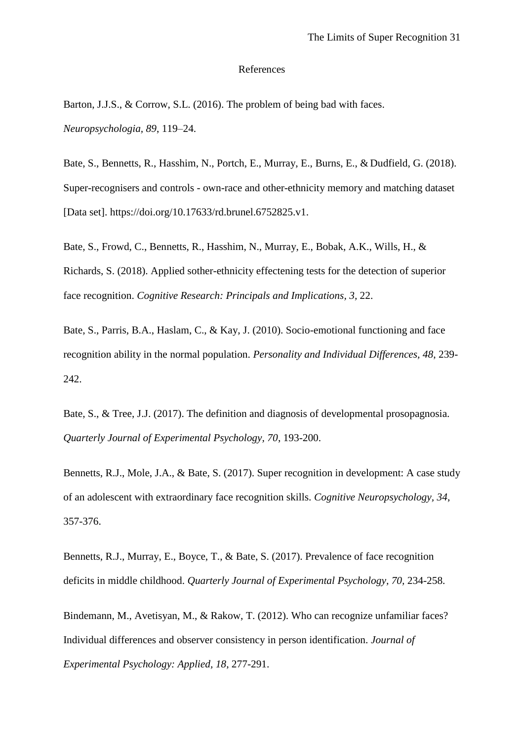# References

Barton, J.J.S., & Corrow, S.L. (2016). The problem of being bad with faces. *Neuropsychologia*, *89*, 119–24.

Bate, S., Bennetts, R., Hasshim, N., Portch, E., Murray, E., Burns, E., & Dudfield, G. (2018). Super-recognisers and controls - own-race and other-ethnicity memory and matching dataset [Data set]. https://doi.org/10.17633/rd.brunel.6752825.v1.

Bate, S., Frowd, C., Bennetts, R., Hasshim, N., Murray, E., Bobak, A.K., Wills, H., & Richards, S. (2018). Applied sother-ethnicity effectening tests for the detection of superior face recognition. *Cognitive Research: Principals and Implications*, *3*, 22.

Bate, S., Parris, B.A., Haslam, C., & Kay, J. (2010). Socio-emotional functioning and face recognition ability in the normal population. *Personality and Individual Differences, 48*, 239-242.

Bate, S., & Tree, J.J. (2017). The definition and diagnosis of developmental prosopagnosia. *Quarterly Journal of Experimental Psychology*, *70*, 193-200.

Bennetts, R.J., Mole, J.A., & Bate, S. (2017). Super recognition in development: A case study of an adolescent with extraordinary face recognition skills. *Cognitive Neuropsychology*, *34*, 357-376.

Bennetts, R.J., Murray, E., Boyce, T., & Bate, S. (2017). Prevalence of face recognition deficits in middle childhood. *Quarterly Journal of Experimental Psychology*, *70*, 234-258.

Bindemann, M., Avetisyan, M., & Rakow, T. (2012). Who can recognize unfamiliar faces? Individual differences and observer consistency in person identification. *Journal of Experimental Psychology: Applied*, *18*, 277-291.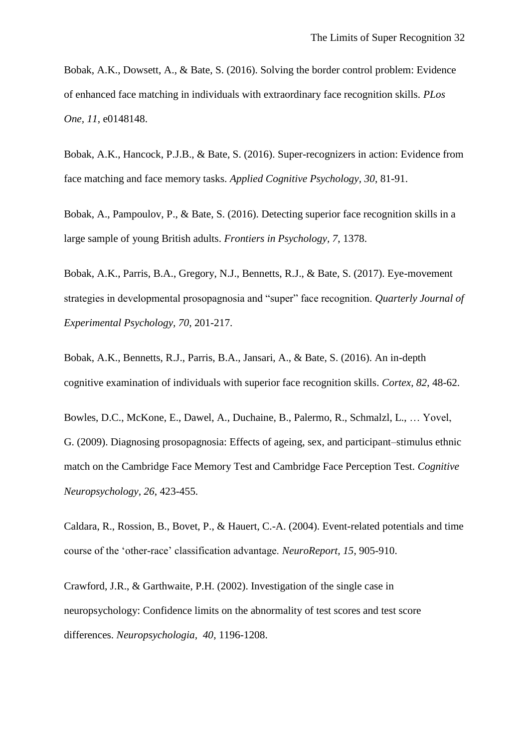Bobak, A.K., Dowsett, A., & Bate, S. (2016). Solving the border control problem: Evidence of enhanced face matching in individuals with extraordinary face recognition skills. *PLos One, 11*, e0148148.

Bobak, A.K., Hancock, P.J.B., & Bate, S. (2016). Super-recognizers in action: Evidence from face matching and face memory tasks. *Applied Cognitive Psychology, 30*, 81-91.

Bobak, A., Pampoulov, P., & Bate, S. (2016). Detecting superior face recognition skills in a large sample of young British adults. *Frontiers in Psychology, 7*, 1378.

Bobak, A.K., Parris, B.A., Gregory, N.J., Bennetts, R.J., & Bate, S. (2017). Eye-movement strategies in developmental prosopagnosia and "super" face recognition. *Quarterly Journal of Experimental Psychology, 70*, 201-217.

Bobak, A.K., Bennetts, R.J., Parris, B.A., Jansari, A., & Bate, S. (2016). An in-depth cognitive examination of individuals with superior face recognition skills. *Cortex, 82*, 48-62.

Bowles, D.C., McKone, E., Dawel, A., Duchaine, B., Palermo, R., Schmalzl, L., … Yovel, G. (2009). Diagnosing prosopagnosia: Effects of ageing, sex, and participant–stimulus ethnic match on the Cambridge Face Memory Test and Cambridge Face Perception Test. *Cognitive Neuropsychology, 26*, 423-455.

Caldara, R., Rossion, B., Bovet, P., & Hauert, C.-A. (2004). Event-related potentials and time course of the 'other-race' classification advantage. *NeuroReport, 15*, 905-910.

Crawford, J.R., & Garthwaite, P.H. (2002). Investigation of the single case in neuropsychology: Confidence limits on the abnormality of test scores and test score differences. *Neuropsychologia, 40*, 1196-1208.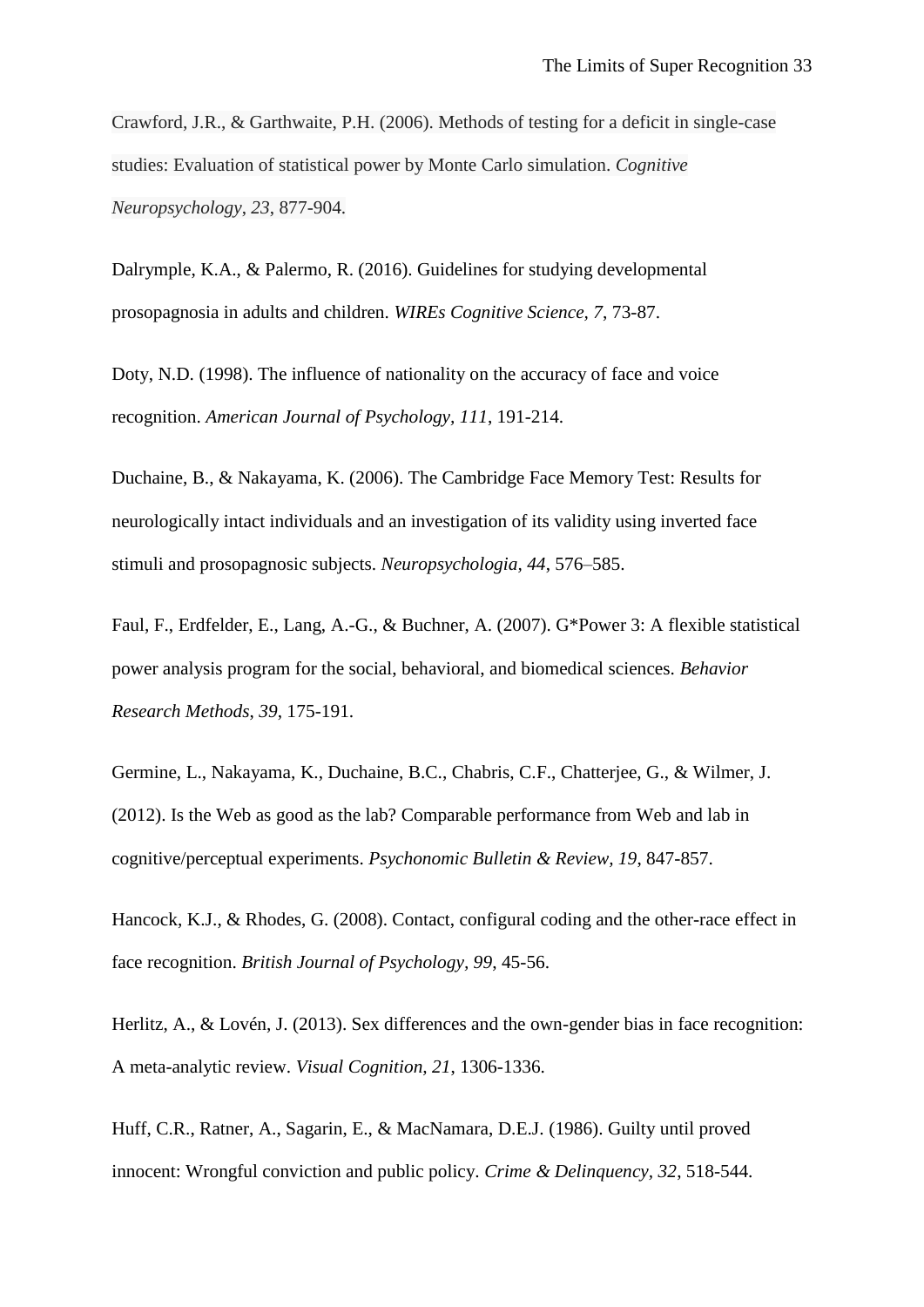Crawford, J.R., & Garthwaite, P.H. (2006). Methods of testing for a deficit in single-case studies: Evaluation of statistical power by Monte Carlo simulation. *Cognitive Neuropsychology*, *23*, 877-904.

Dalrymple, K.A., & Palermo, R. (2016). Guidelines for studying developmental prosopagnosia in adults and children. *WIREs Cognitive Science, 7*, 73-87.

Doty, N.D. (1998). The influence of nationality on the accuracy of face and voice recognition. *American Journal of Psychology, 111*, 191-214.

Duchaine, B., & Nakayama, K. (2006). The Cambridge Face Memory Test: Results for neurologically intact individuals and an investigation of its validity using inverted face stimuli and prosopagnosic subjects. *Neuropsychologia, 44*, 576–585.

Faul, F., Erdfelder, E., Lang, A.-G., & Buchner, A. (2007). G*Power 3: A flexible statistical power analysis program for the social, behavioral, and biomedical sciences. *Behavior Research Methods, 39*, 175-191.

Germine, L., Nakayama, K., Duchaine, B.C., Chabris, C.F., Chatterjee, G., & Wilmer, J. (2012). Is the Web as good as the lab? Comparable performance from Web and lab in cognitive/perceptual experiments. *Psychonomic Bulletin & Review, 19*, 847-857.

Hancock, K.J., & Rhodes, G. (2008). Contact, configural coding and the other-race effect in face recognition. *British Journal of Psychology, 99*, 45-56.

Herlitz, A., & Lovén, J. (2013). Sex differences and the own-gender bias in face recognition: A meta-analytic review. *Visual Cognition*, *21*, 1306-1336.

Huff, C.R., Ratner, A., Sagarin, E., & MacNamara, D.E.J. (1986). Guilty until proved innocent: Wrongful conviction and public policy. *Crime & Delinquency, 32*, 518-544.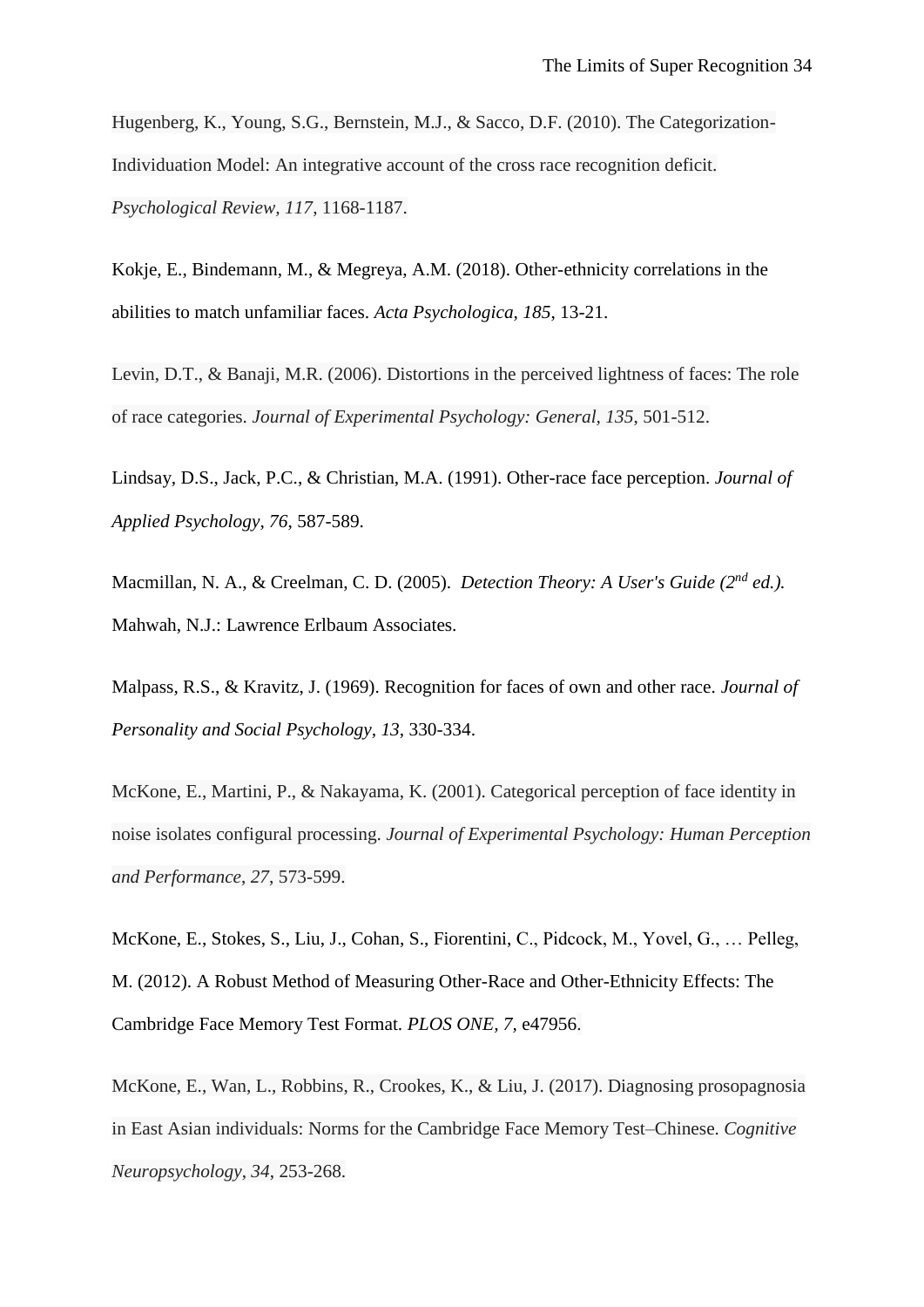Hugenberg, K., Young, S.G., Bernstein, M.J., & Sacco, D.F. (2010). The Categorization-Individuation Model: An integrative account of the cross race recognition deficit. *Psychological Review, 117*, 1168-1187.

Kokje, E., Bindemann, M., & Megreya, A.M. (2018). Other-ethnicity correlations in the abilities to match unfamiliar faces. *Acta Psychologica, 185*, 13-21.

Levin, D.T., & Banaji, M.R. (2006). Distortions in the perceived lightness of faces: The role of race categories. *Journal of Experimental Psychology: General, 135*, 501-512.

Lindsay, D.S., Jack, P.C., & Christian, M.A. (1991). Other-race face perception. *Journal of Applied Psychology, 76*, 587-589.

Macmillan, N. A., & Creelman, C. D. (2005). *Detection Theory: A User's Guide (2nd ed.).* Mahwah, N.J.: Lawrence Erlbaum Associates.

Malpass, R.S., & Kravitz, J. (1969). Recognition for faces of own and other race. *Journal of Personality and Social Psychology, 13*, 330-334.

McKone, E., Martini, P., & Nakayama, K. (2001). Categorical perception of face identity in noise isolates configural processing. *Journal of Experimental Psychology: Human Perception and Performance, 27*, 573-599.

McKone, E., Stokes, S., Liu, J., Cohan, S., Fiorentini, C., Pidcock, M., Yovel, G., … Pelleg, M. (2012). A Robust Method of Measuring Other-Race and Other-Ethnicity Effects: The Cambridge Face Memory Test Format. *PLOS ONE, 7*, e47956.

McKone, E., Wan, L., Robbins, R., Crookes, K., & Liu, J. (2017). Diagnosing prosopagnosia in East Asian individuals: Norms for the Cambridge Face Memory Test–Chinese. *Cognitive Neuropsychology, 34*, 253-268.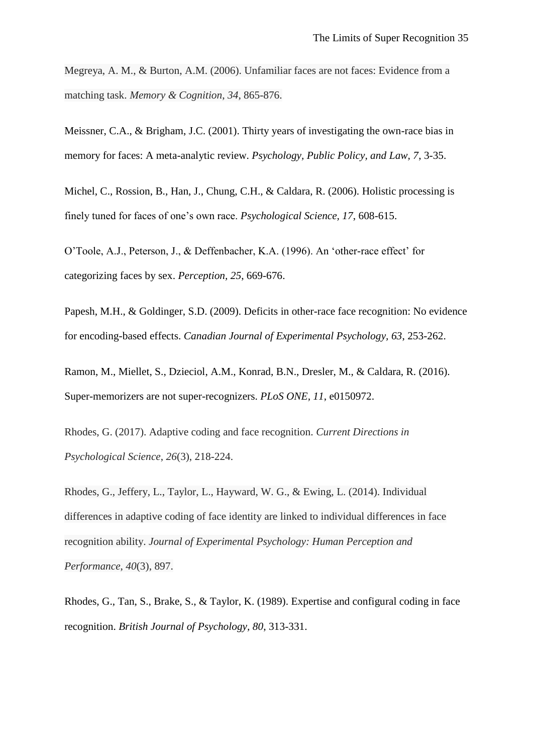Megreya, A. M., & Burton, A.M. (2006). Unfamiliar faces are not faces: Evidence from a matching task. *Memory & Cognition*, *34*, 865-876.

Meissner, C.A., & Brigham, J.C. (2001). Thirty years of investigating the own-race bias in memory for faces: A meta-analytic review. *Psychology, Public Policy, and Law, 7*, 3-35.

Michel, C., Rossion, B., Han, J., Chung, C.H., & Caldara, R. (2006). Holistic processing is finely tuned for faces of one's own race. *Psychological Science, 17*, 608-615.

O'Toole, A.J., Peterson, J., & Deffenbacher, K.A. (1996). An 'other-race effect' for categorizing faces by sex. *Perception, 25*, 669-676.

Papesh, M.H., & Goldinger, S.D. (2009). Deficits in other-race face recognition: No evidence for encoding-based effects. *Canadian Journal of Experimental Psychology, 63*, 253-262.

Ramon, M., Miellet, S., Dzieciol, A.M., Konrad, B.N., Dresler, M., & Caldara, R. (2016). Super-memorizers are not super-recognizers. *PLoS ONE, 11*, e0150972.

Rhodes, G. (2017). Adaptive coding and face recognition. *Current Directions in Psychological Science*, *26*(3), 218-224.

Rhodes, G., Jeffery, L., Taylor, L., Hayward, W. G., & Ewing, L. (2014). Individual differences in adaptive coding of face identity are linked to individual differences in face recognition ability. *Journal of Experimental Psychology: Human Perception and Performance*, *40*(3), 897.

Rhodes, G., Tan, S., Brake, S., & Taylor, K. (1989). Expertise and configural coding in face recognition. *British Journal of Psychology, 80*, 313-331.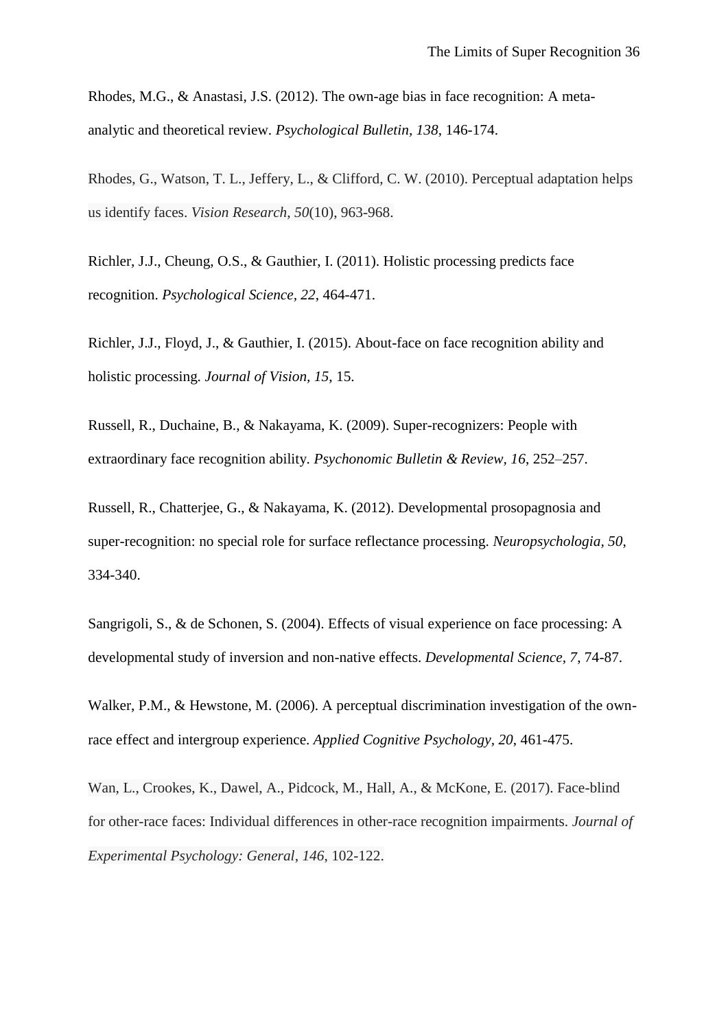Rhodes, M.G., & Anastasi, J.S. (2012). The own-age bias in face recognition: A meta-analytic and theoretical review. *Psychological Bulletin, 138*, 146-174.

Rhodes, G., Watson, T. L., Jeffery, L., & Clifford, C. W. (2010). Perceptual adaptation helps us identify faces. *Vision Research*, *50*(10), 963-968.

Richler, J.J., Cheung, O.S., & Gauthier, I. (2011). Holistic processing predicts face recognition. *Psychological Science, 22*, 464-471.

Richler, J.J., Floyd, J., & Gauthier, I. (2015). About-face on face recognition ability and holistic processing. *Journal of Vision, 15*, 15.

Russell, R., Duchaine, B., & Nakayama, K. (2009). Super-recognizers: People with extraordinary face recognition ability. *Psychonomic Bulletin & Review, 16*, 252–257.

Russell, R., Chatterjee, G., & Nakayama, K. (2012). Developmental prosopagnosia and super-recognition: no special role for surface reflectance processing. *Neuropsychologia, 50*, 334-340.

Sangrigoli, S., & de Schonen, S. (2004). Effects of visual experience on face processing: A developmental study of inversion and non-native effects. *Developmental Science, 7*, 74-87.

Walker, P.M., & Hewstone, M. (2006). A perceptual discrimination investigation of the own-race effect and intergroup experience. *Applied Cognitive Psychology, 20*, 461-475.

Wan, L., Crookes, K., Dawel, A., Pidcock, M., Hall, A., & McKone, E. (2017). Face-blind for other-race faces: Individual differences in other-race recognition impairments. *Journal of Experimental Psychology: General*, *146*, 102-122.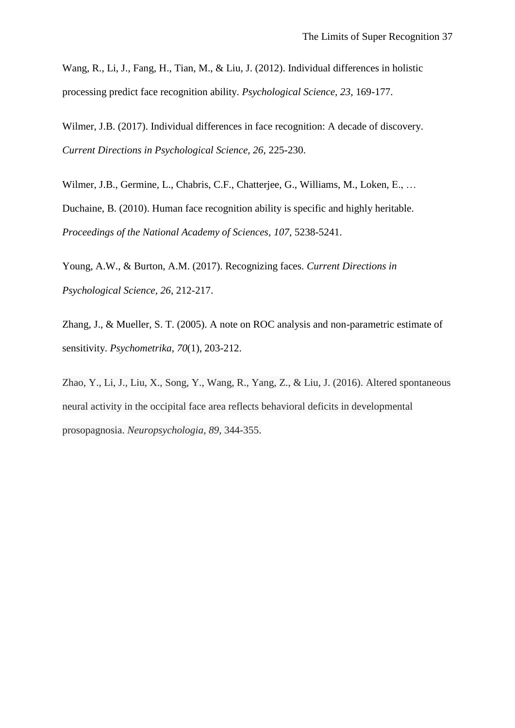Wang, R., Li, J., Fang, H., Tian, M., & Liu, J. (2012). Individual differences in holistic processing predict face recognition ability. *Psychological Science, 23*, 169-177.

Wilmer, J.B. (2017). Individual differences in face recognition: A decade of discovery. *Current Directions in Psychological Science, 26*, 225-230.

Wilmer, J.B., Germine, L., Chabris, C.F., Chatterjee, G., Williams, M., Loken, E., … Duchaine, B. (2010). Human face recognition ability is specific and highly heritable. *Proceedings of the National Academy of Sciences*, *107*, 5238-5241.

Young, A.W., & Burton, A.M. (2017). Recognizing faces. *Current Directions in Psychological Science*, *26*, 212-217.

Zhang, J., & Mueller, S. T. (2005). A note on ROC analysis and non-parametric estimate of sensitivity. *Psychometrika*, *70*(1), 203-212.

Zhao, Y., Li, J., Liu, X., Song, Y., Wang, R., Yang, Z., & Liu, J. (2016). Altered spontaneous neural activity in the occipital face area reflects behavioral deficits in developmental prosopagnosia. *Neuropsychologia*, *89*, 344-355.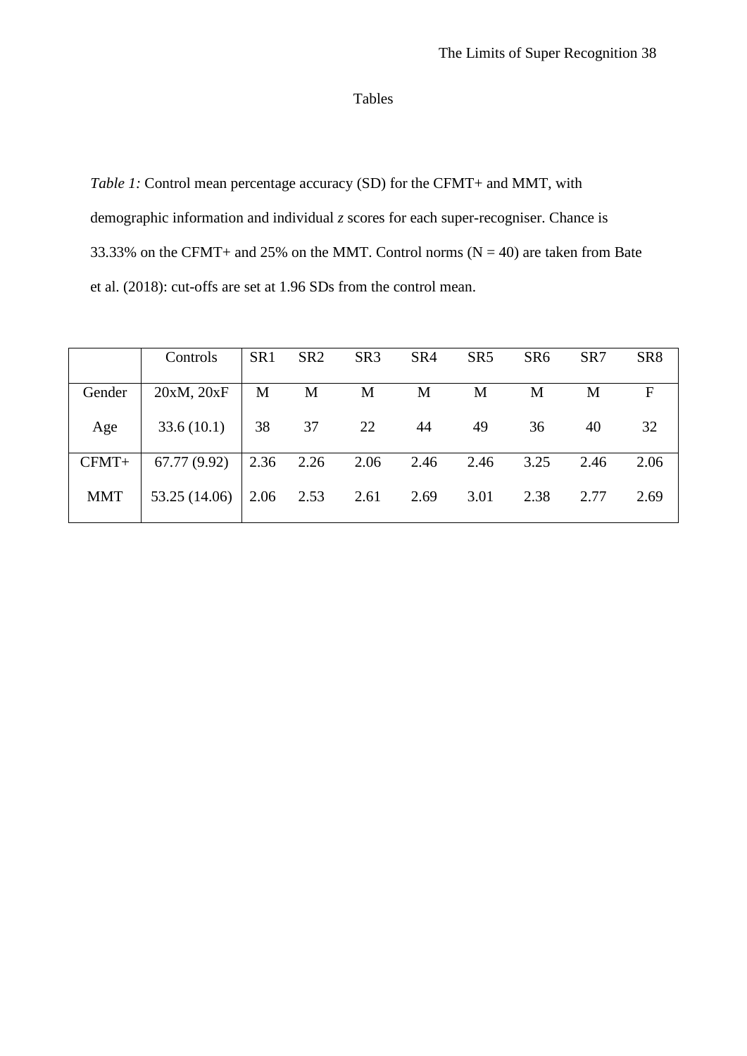Tables

*Table 1:* Control mean percentage accuracy (SD) for the CFMT+ and MMT, with demographic information and individual *z* scores for each super-recogniser. Chance is 33.33% on the CFMT+ and 25% on the MMT. Control norms (N = 40) are taken from Bate et al. (2018): cut-offs are set at 1.96 SDs from the control mean.

| | Controls | SR1 | SR2 | SR3 | SR4 | SR5 | SR6 | SR7 | SR8 |
|---|---|---|---|---|---|---|---|---|---|
| Gender | 20xM, 20xF | M | M | M | M | M | M | M | F |
| Age | 33.6 (10.1) | 38 | 37 | 22 | 44 | 49 | 36 | 40 | 32 |
| CFMT+ | 67.77 (9.92) | 2.36 | 2.26 | 2.06 | 2.46 | 2.46 | 3.25 | 2.46 | 2.06 |
| MMT | 53.25 (14.06) | 2.06 | 2.53 | 2.61 | 2.69 | 3.01 | 2.38 | 2.77 | 2.69 |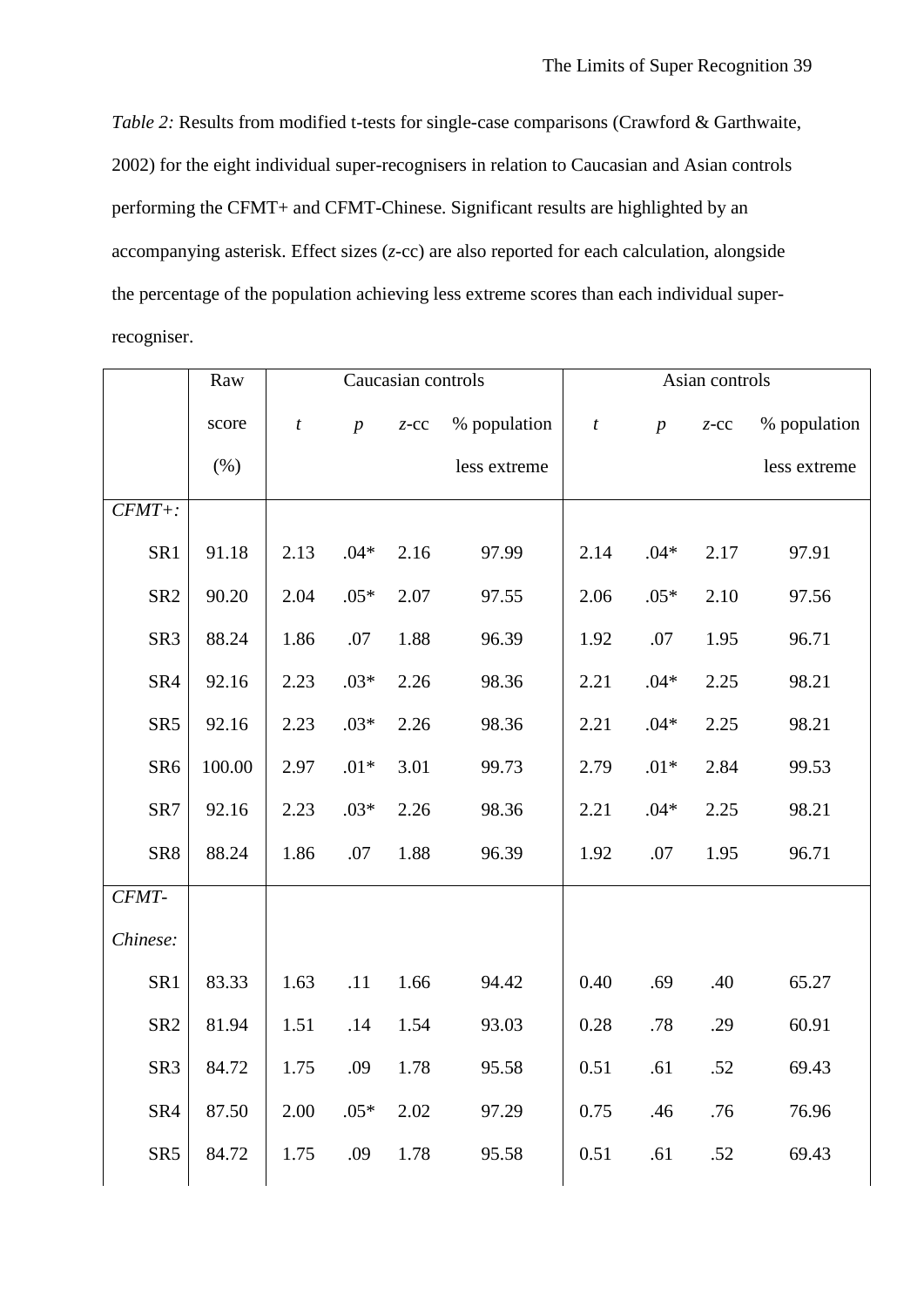*Table 2:* Results from modified t-tests for single-case comparisons (Crawford & Garthwaite, 2002) for the eight individual super-recognisers in relation to Caucasian and Asian controls performing the CFMT+ and CFMT-Chinese. Significant results are highlighted by an accompanying asterisk. Effect sizes (*z*-cc) are also reported for each calculation, alongside the percentage of the population achieving less extreme scores than each individual super-recogniser.

| | Raw score (%) | Caucasian controls | | | | Asian controls | | | |
|---|---|---|---|---|---|---|---|---|---|
| | | *t* | *p* | *z*-cc | % population less extreme | *t* | *p* | *z*-cc | % population less extreme |
| *CFMT+:* | | | | | | | | | |
| SR1 | 91.18 | 2.13 | .04* | 2.16 | 97.99 | 2.14 | .04* | 2.17 | 97.91 |
| SR2 | 90.20 | 2.04 | .05* | 2.07 | 97.55 | 2.06 | .05* | 2.10 | 97.56 |
| SR3 | 88.24 | 1.86 | .07 | 1.88 | 96.39 | 1.92 | .07 | 1.95 | 96.71 |
| SR4 | 92.16 | 2.23 | .03* | 2.26 | 98.36 | 2.21 | .04* | 2.25 | 98.21 |
| SR5 | 92.16 | 2.23 | .03* | 2.26 | 98.36 | 2.21 | .04* | 2.25 | 98.21 |
| SR6 | 100.00 | 2.97 | .01* | 3.01 | 99.73 | 2.79 | .01* | 2.84 | 99.53 |
| SR7 | 92.16 | 2.23 | .03* | 2.26 | 98.36 | 2.21 | .04* | 2.25 | 98.21 |
| SR8 | 88.24 | 1.86 | .07 | 1.88 | 96.39 | 1.92 | .07 | 1.95 | 96.71 |
| *CFMT-Chinese:* | | | | | | | | | |
| SR1 | 83.33 | 1.63 | .11 | 1.66 | 94.42 | 0.40 | .69 | .40 | 65.27 |
| SR2 | 81.94 | 1.51 | .14 | 1.54 | 93.03 | 0.28 | .78 | .29 | 60.91 |
| SR3 | 84.72 | 1.75 | .09 | 1.78 | 95.58 | 0.51 | .61 | .52 | 69.43 |
| SR4 | 87.50 | 2.00 | .05* | 2.02 | 97.29 | 0.75 | .46 | .76 | 76.96 |
| SR5 | 84.72 | 1.75 | .09 | 1.78 | 95.58 | 0.51 | .61 | .52 | 69.43 |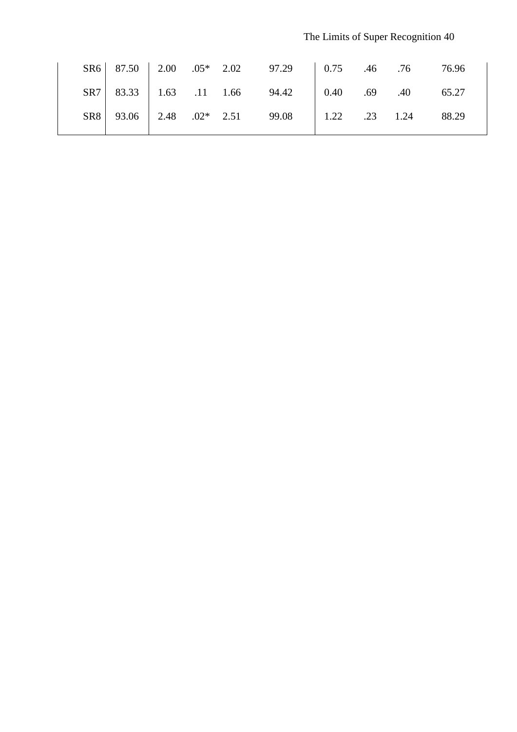| | | | | | | | | | |
|---|---|---|---|---|---|---|---|---|---|
| SR6 | 87.50 | 2.00 | .05* | 2.02 | 97.29 | 0.75 | .46 | .76 | 76.96 |
| SR7 | 83.33 | 1.63 | .11 | 1.66 | 94.42 | 0.40 | .69 | .40 | 65.27 |
| SR8 | 93.06 | 2.48 | .02* | 2.51 | 99.08 | 1.22 | .23 | 1.24 | 88.29 |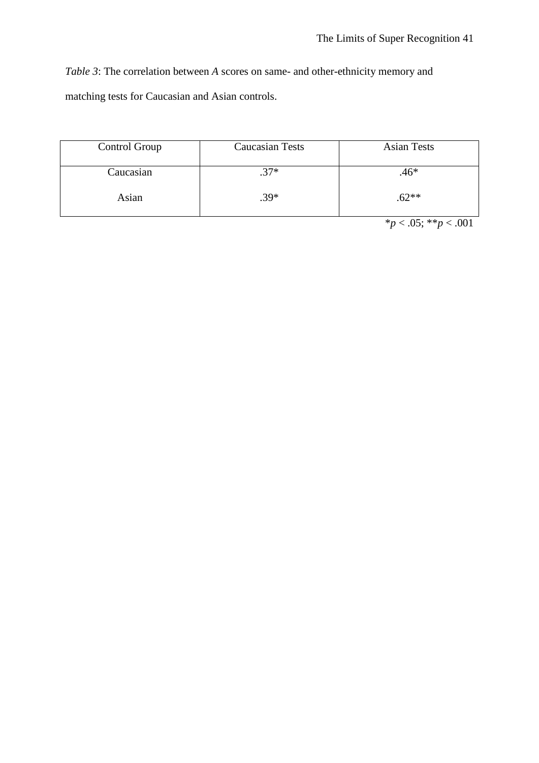*Table 3*: The correlation between *A* scores on same- and other-ethnicity memory and matching tests for Caucasian and Asian controls.

| Control Group | Caucasian Tests | Asian Tests |
|---|---|---|
| Caucasian | .37* | .46* |
| Asian | .39* | .62** |

*$p < .05$; **$p < .001$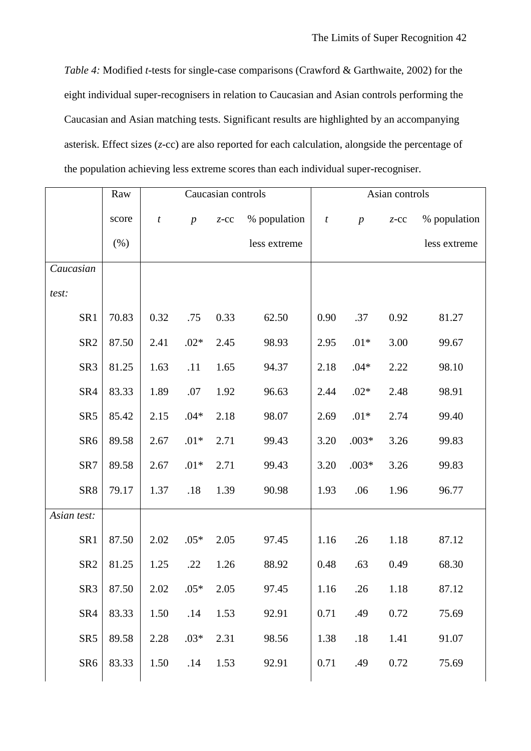*Table 4:* Modified *t*-tests for single-case comparisons (Crawford & Garthwaite, 2002) for the eight individual super-recognisers in relation to Caucasian and Asian controls performing the Caucasian and Asian matching tests. Significant results are highlighted by an accompanying asterisk. Effect sizes (*z*-cc) are also reported for each calculation, alongside the percentage of the population achieving less extreme scores than each individual super-recogniser.

| | Raw score (%) | Caucasian controls | | | | Asian controls | | | |
|---|---|---|---|---|---|---|---|---|---|
| | | *t* | *p* | *z*-cc | % population less extreme | *t* | *p* | *z*-cc | % population less extreme |
| *Caucasian test:* | | | | | | | | | |
| SR1 | 70.83 | 0.32 | .75 | 0.33 | 62.50 | 0.90 | .37 | 0.92 | 81.27 |
| SR2 | 87.50 | 2.41 | .02* | 2.45 | 98.93 | 2.95 | .01* | 3.00 | 99.67 |
| SR3 | 81.25 | 1.63 | .11 | 1.65 | 94.37 | 2.18 | .04* | 2.22 | 98.10 |
| SR4 | 83.33 | 1.89 | .07 | 1.92 | 96.63 | 2.44 | .02* | 2.48 | 98.91 |
| SR5 | 85.42 | 2.15 | .04* | 2.18 | 98.07 | 2.69 | .01* | 2.74 | 99.40 |
| SR6 | 89.58 | 2.67 | .01* | 2.71 | 99.43 | 3.20 | .003* | 3.26 | 99.83 |
| SR7 | 89.58 | 2.67 | .01* | 2.71 | 99.43 | 3.20 | .003* | 3.26 | 99.83 |
| SR8 | 79.17 | 1.37 | .18 | 1.39 | 90.98 | 1.93 | .06 | 1.96 | 96.77 |
| *Asian test:* | | | | | | | | | |
| SR1 | 87.50 | 2.02 | .05* | 2.05 | 97.45 | 1.16 | .26 | 1.18 | 87.12 |
| SR2 | 81.25 | 1.25 | .22 | 1.26 | 88.92 | 0.48 | .63 | 0.49 | 68.30 |
| SR3 | 87.50 | 2.02 | .05* | 2.05 | 97.45 | 1.16 | .26 | 1.18 | 87.12 |
| SR4 | 83.33 | 1.50 | .14 | 1.53 | 92.91 | 0.71 | .49 | 0.72 | 75.69 |
| SR5 | 89.58 | 2.28 | .03* | 2.31 | 98.56 | 1.38 | .18 | 1.41 | 91.07 |
| SR6 | 83.33 | 1.50 | .14 | 1.53 | 92.91 | 0.71 | .49 | 0.72 | 75.69 |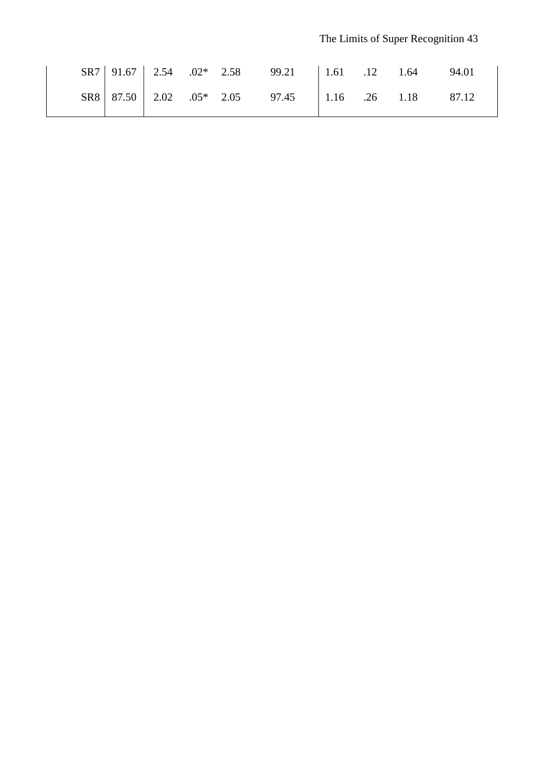| | | | | | | | | | |
|---|---|---|---|---|---|---|---|---|---|
| SR7 | 91.67 | 2.54 | .02* | 2.58 | 99.21 | 1.61 | .12 | 1.64 | 94.01 |
| SR8 | 87.50 | 2.02 | .05* | 2.05 | 97.45 | 1.16 | .26 | 1.18 | 87.12 |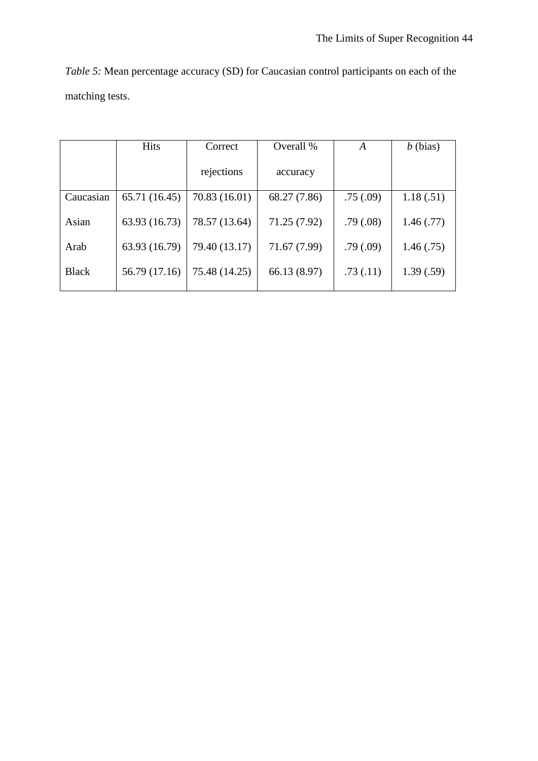*Table 5:* Mean percentage accuracy (SD) for Caucasian control participants on each of the matching tests.

| | Hits | Correct rejections | Overall % accuracy | *A* | *b* (bias) |
|---|---|---|---|---|---|
| Caucasian | 65.71 (16.45) | 70.83 (16.01) | 68.27 (7.86) | .75 (.09) | 1.18 (.51) |
| Asian | 63.93 (16.73) | 78.57 (13.64) | 71.25 (7.92) | .79 (.08) | 1.46 (.77) |
| Arab | 63.93 (16.79) | 79.40 (13.17) | 71.67 (7.99) | .79 (.09) | 1.46 (.75) |
| Black | 56.79 (17.16) | 75.48 (14.25) | 66.13 (8.97) | .73 (.11) | 1.39 (.59) |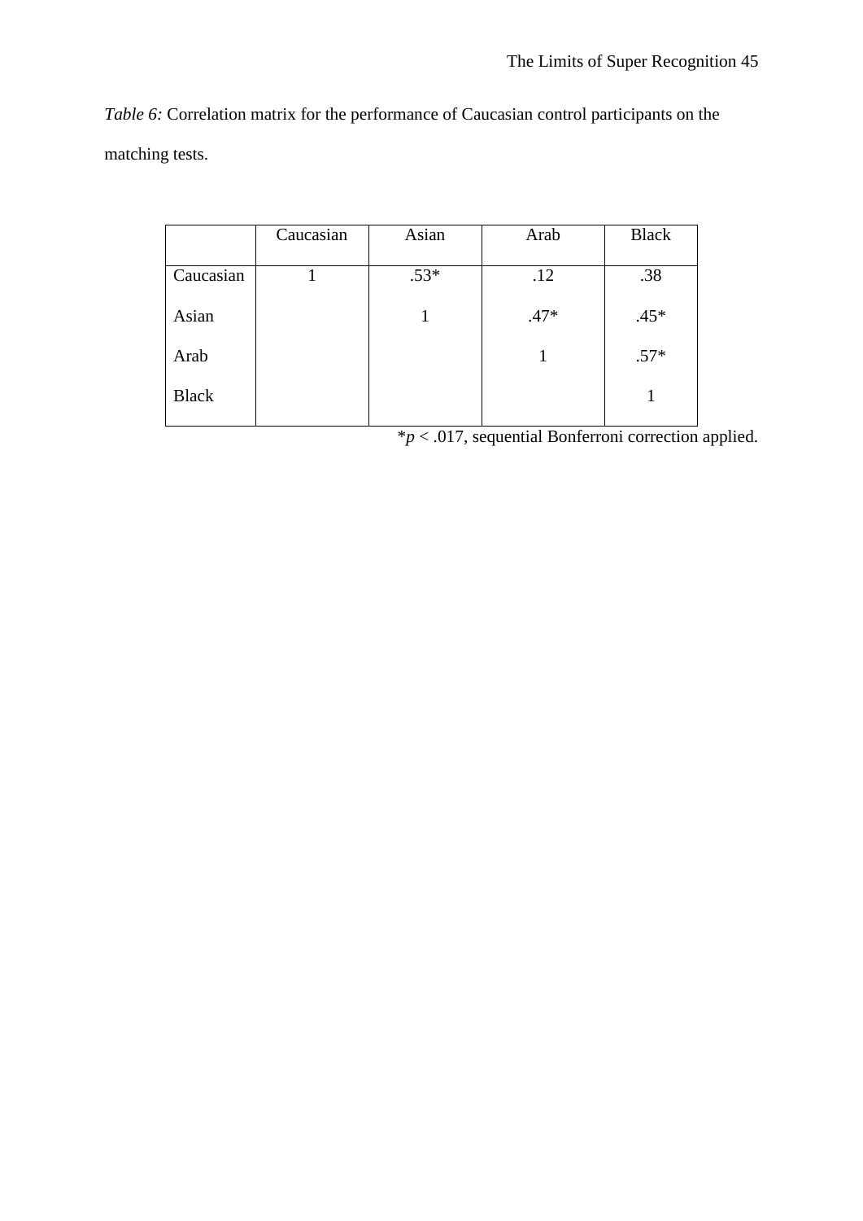*Table 6:* Correlation matrix for the performance of Caucasian control participants on the matching tests.

| | Caucasian | Asian | Arab | Black |
|---|---|---|---|---|
| Caucasian | 1 | .53* | .12 | .38 |
| Asian | | 1 | .47* | .45* |
| Arab | | | 1 | .57* |
| Black | | | | 1 |

*$p < .017$, sequential Bonferroni correction applied.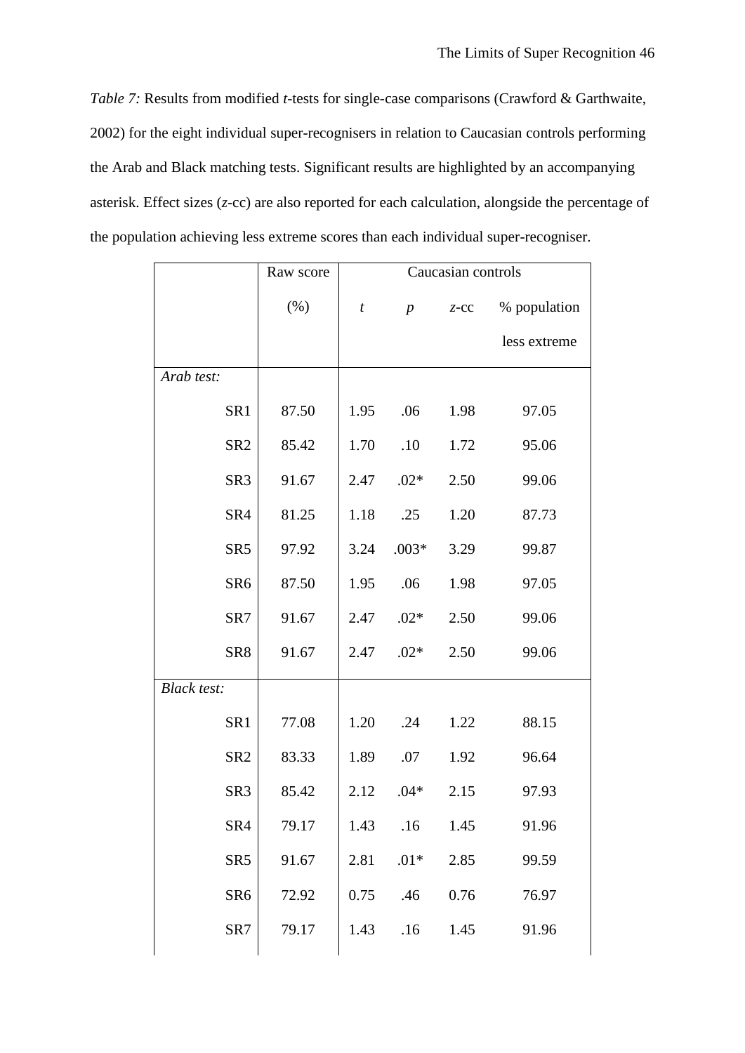*Table 7:* Results from modified *t*-tests for single-case comparisons (Crawford & Garthwaite, 2002) for the eight individual super-recognisers in relation to Caucasian controls performing the Arab and Black matching tests. Significant results are highlighted by an accompanying asterisk. Effect sizes (*z*-cc) are also reported for each calculation, alongside the percentage of the population achieving less extreme scores than each individual super-recogniser.

| | Raw score | Caucasian controls | | | |
|---|---|---|---|---|---|
| | (%) | *t* | *p* | *z*-cc | % population less extreme |
| *Arab test:* | | | | | |
| SR1 | 87.50 | 1.95 | .06 | 1.98 | 97.05 |
| SR2 | 85.42 | 1.70 | .10 | 1.72 | 95.06 |
| SR3 | 91.67 | 2.47 | .02* | 2.50 | 99.06 |
| SR4 | 81.25 | 1.18 | .25 | 1.20 | 87.73 |
| SR5 | 97.92 | 3.24 | .003* | 3.29 | 99.87 |
| SR6 | 87.50 | 1.95 | .06 | 1.98 | 97.05 |
| SR7 | 91.67 | 2.47 | .02* | 2.50 | 99.06 |
| SR8 | 91.67 | 2.47 | .02* | 2.50 | 99.06 |
| *Black test:* | | | | | |
| SR1 | 77.08 | 1.20 | .24 | 1.22 | 88.15 |
| SR2 | 83.33 | 1.89 | .07 | 1.92 | 96.64 |
| SR3 | 85.42 | 2.12 | .04* | 2.15 | 97.93 |
| SR4 | 79.17 | 1.43 | .16 | 1.45 | 91.96 |
| SR5 | 91.67 | 2.81 | .01* | 2.85 | 99.59 |
| SR6 | 72.92 | 0.75 | .46 | 0.76 | 76.97 |
| SR7 | 79.17 | 1.43 | .16 | 1.45 | 91.96 |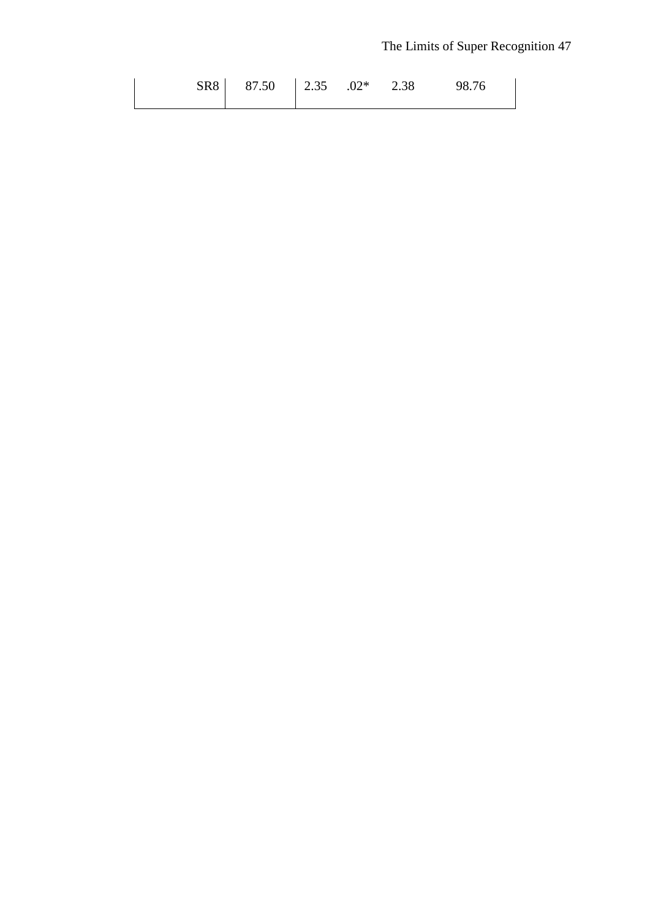| SR8 | 87.50 | 2.35 | .02* | 2.38 | 98.76 |
|---|---|---|---|---|---|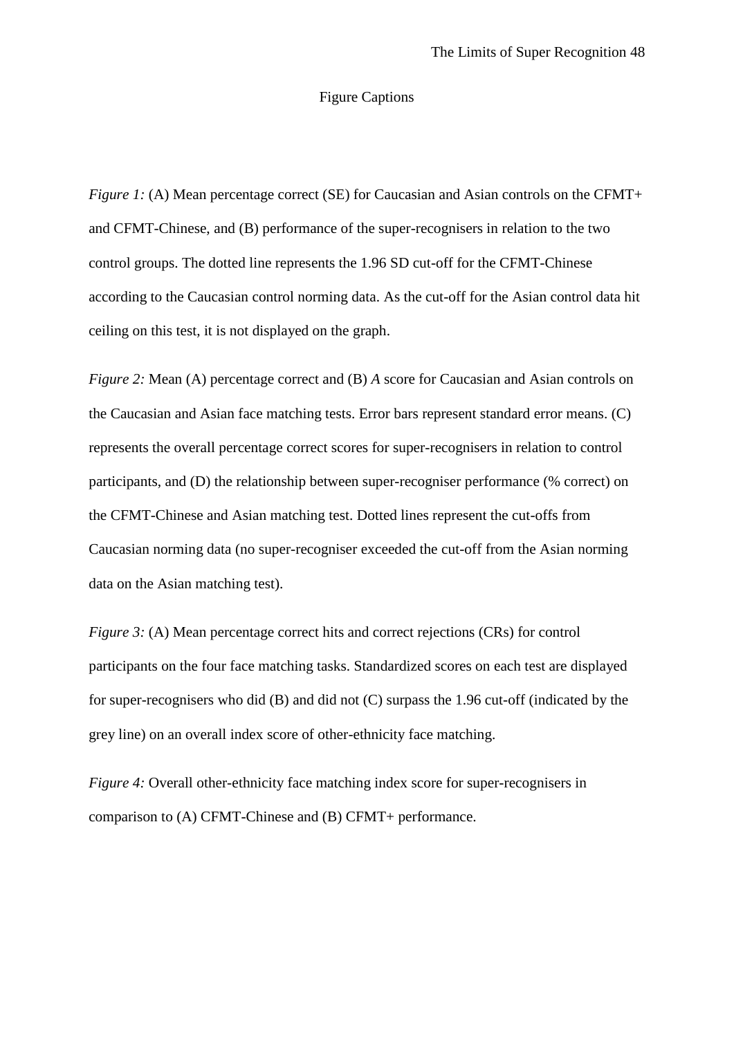# Figure Captions

*Figure 1:* (A) Mean percentage correct (SE) for Caucasian and Asian controls on the CFMT+ and CFMT-Chinese, and (B) performance of the super-recognisers in relation to the two control groups. The dotted line represents the 1.96 SD cut-off for the CFMT-Chinese according to the Caucasian control norming data. As the cut-off for the Asian control data hit ceiling on this test, it is not displayed on the graph.

*Figure 2:* Mean (A) percentage correct and (B) *A* score for Caucasian and Asian controls on the Caucasian and Asian face matching tests. Error bars represent standard error means. (C) represents the overall percentage correct scores for super-recognisers in relation to control participants, and (D) the relationship between super-recogniser performance (% correct) on the CFMT-Chinese and Asian matching test. Dotted lines represent the cut-offs from Caucasian norming data (no super-recogniser exceeded the cut-off from the Asian norming data on the Asian matching test).

*Figure 3:* (A) Mean percentage correct hits and correct rejections (CRs) for control participants on the four face matching tasks. Standardized scores on each test are displayed for super-recognisers who did (B) and did not (C) surpass the 1.96 cut-off (indicated by the grey line) on an overall index score of other-ethnicity face matching.

*Figure 4:* Overall other-ethnicity face matching index score for super-recognisers in comparison to (A) CFMT-Chinese and (B) CFMT+ performance.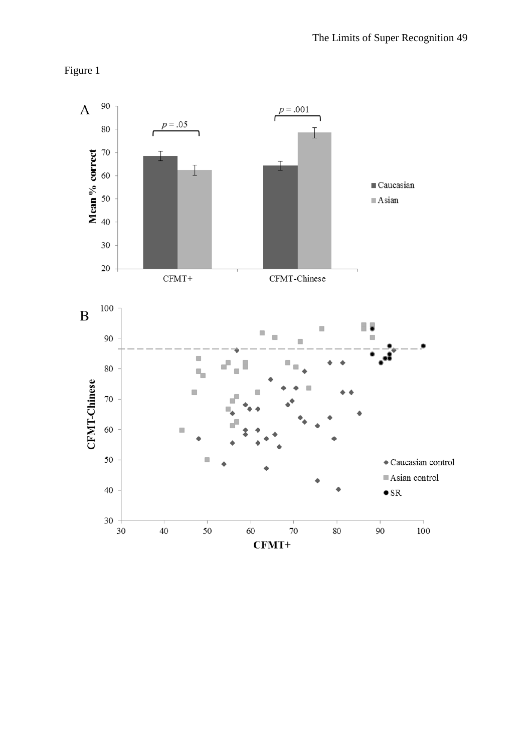Figure 1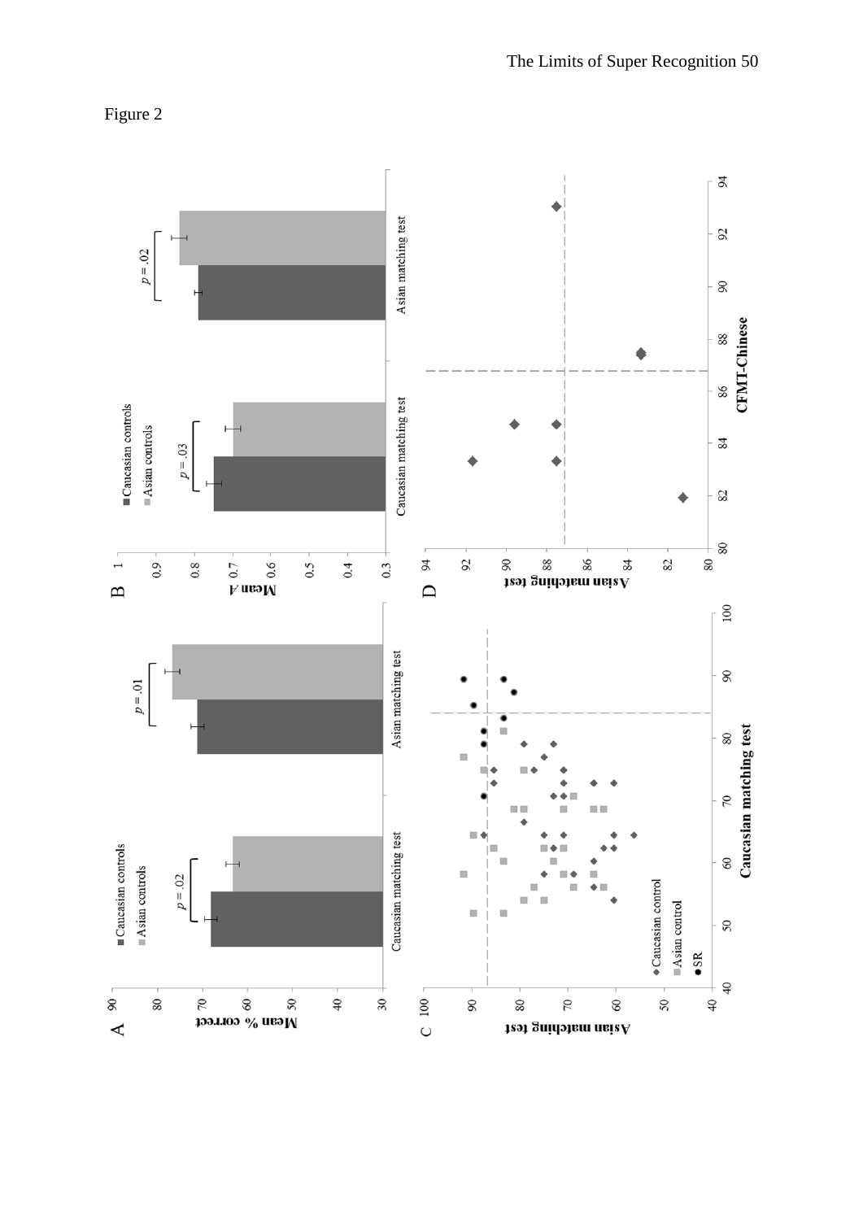Figure 2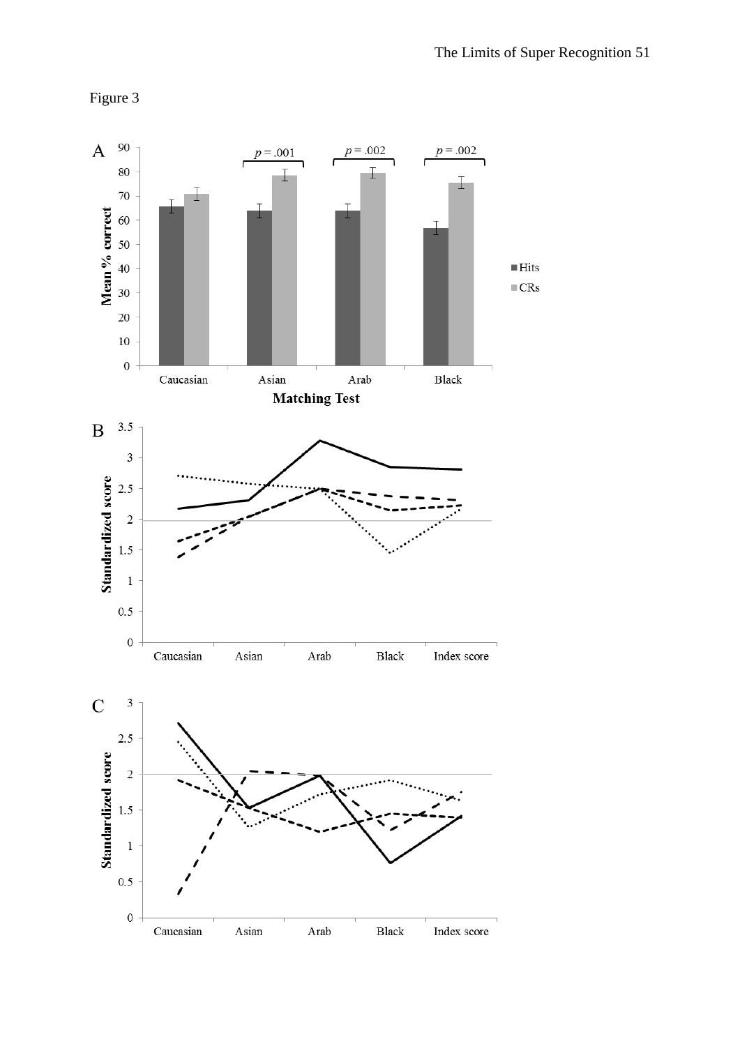Figure 3

A

| Matching Test | Hits (Mean % correct) | CRs (Mean % correct) | |
|---|---|---|---|
| Caucasian | | | |
| Asian | | | $p = .001$ |
| Arab | | | $p = .002$ |
| Black | | | $p = .002$ |

B

C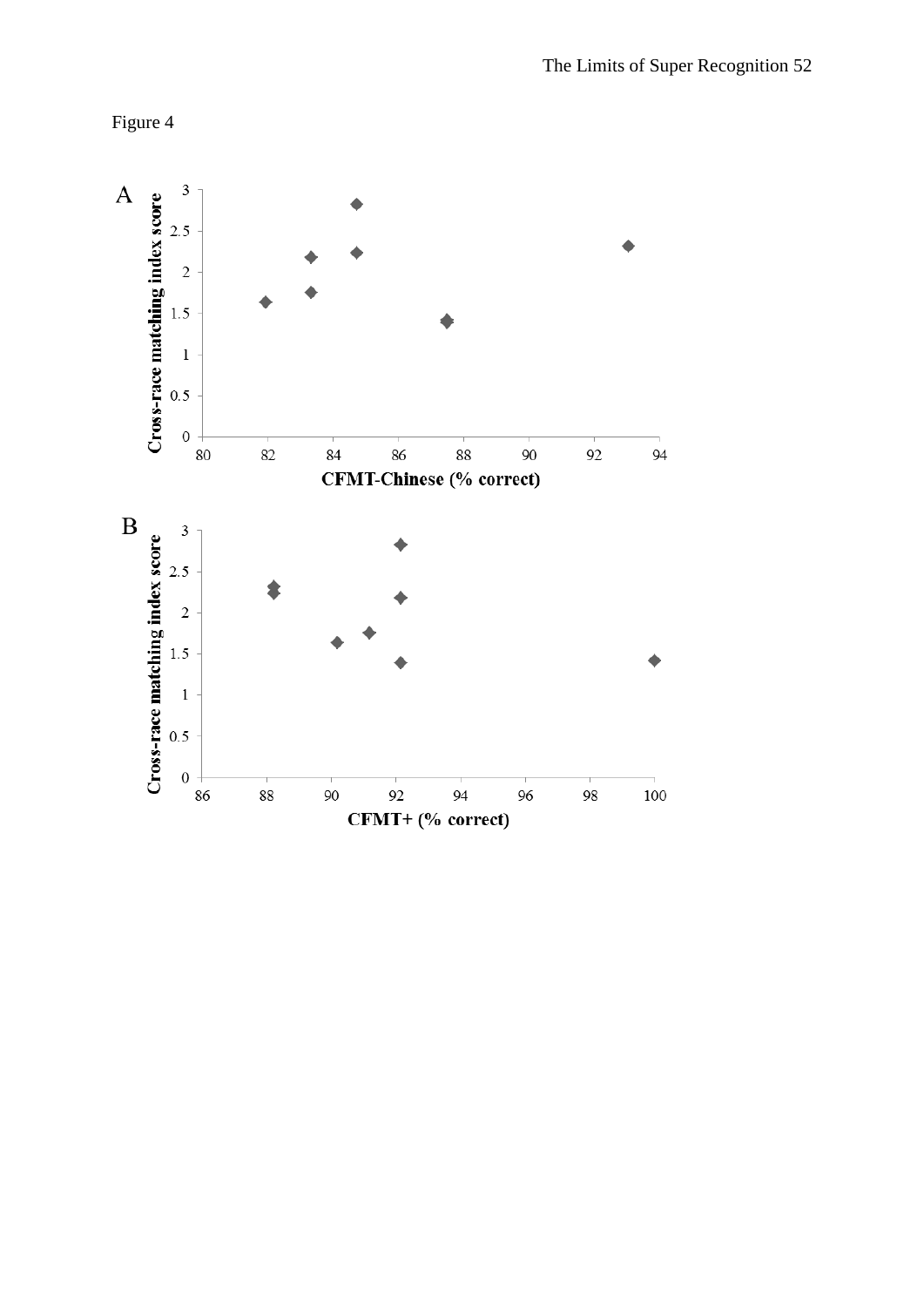Figure 4

A

Cross-race matching index score

3
2.5
2
1.5
1
0.5
0

80 82 84 86 88 90 92 94

CFMT-Chinese (% correct)

B

Cross-race matching index score

3
2.5
2
1.5
1
0.5
0

86 88 90 92 94 96 98 100

CFMT+ (% correct)